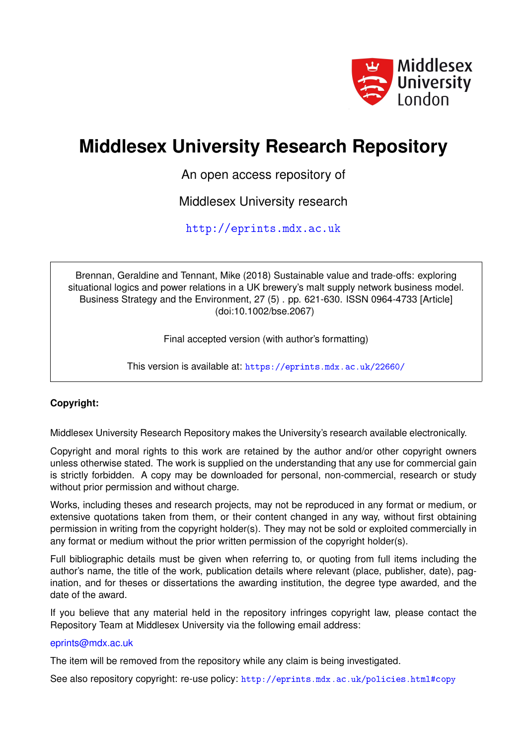# Middlesex University Research Repository

An open access repository of

Middlesex University research

http://eprints.mdx.ac.uk

Brennan, Geraldine and Tennant, Mike (2018) Sustainable value and trade-offs: exploring situational logics and power relations in a UK brewery's malt supply network business model. Business Strategy and the Environment, 27 (5) . pp. 621-630. ISSN 0964-4733 [Article] (doi:10.1002/bse.2067)

Final accepted version (with author's formatting)

This version is available at: https://eprints.mdx.ac.uk/22660/

**Copyright:**

Middlesex University Research Repository makes the University's research available electronically.

Copyright and moral rights to this work are retained by the author and/or other copyright owners unless otherwise stated. The work is supplied on the understanding that any use for commercial gain is strictly forbidden. A copy may be downloaded for personal, non-commercial, research or study without prior permission and without charge.

Works, including theses and research projects, may not be reproduced in any format or medium, or extensive quotations taken from them, or their content changed in any way, without first obtaining permission in writing from the copyright holder(s). They may not be sold or exploited commercially in any format or medium without the prior written permission of the copyright holder(s).

Full bibliographic details must be given when referring to, or quoting from full items including the author's name, the title of the work, publication details where relevant (place, publisher, date), pagination, and for theses or dissertations the awarding institution, the degree type awarded, and the date of the award.

If you believe that any material held in the repository infringes copyright law, please contact the Repository Team at Middlesex University via the following email address:

eprints@mdx.ac.uk

The item will be removed from the repository while any claim is being investigated.

See also repository copyright: re-use policy: http://eprints.mdx.ac.uk/policies.html#copy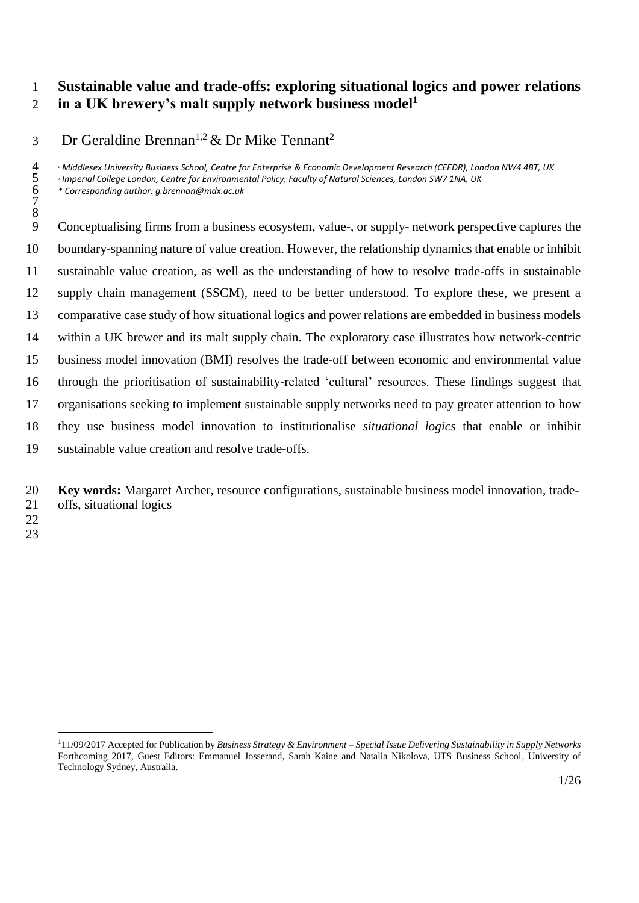# Sustainable value and trade-offs: exploring situational logics and power relations in a UK brewery's malt supply network business model[1]

Dr Geraldine Brennan[1,2] & Dr Mike Tennant[2]

[1] *Middlesex University Business School, Centre for Enterprise & Economic Development Research (CEEDR), London NW4 4BT, UK*
[2] *Imperial College London, Centre for Environmental Policy, Faculty of Natural Sciences, London SW7 1NA, UK*
*\* Corresponding author: g.brennan@mdx.ac.uk*

Conceptualising firms from a business ecosystem, value-, or supply- network perspective captures the boundary-spanning nature of value creation. However, the relationship dynamics that enable or inhibit sustainable value creation, as well as the understanding of how to resolve trade-offs in sustainable supply chain management (SSCM), need to be better understood. To explore these, we present a comparative case study of how situational logics and power relations are embedded in business models within a UK brewer and its malt supply chain. The exploratory case illustrates how network-centric business model innovation (BMI) resolves the trade-off between economic and environmental value through the prioritisation of sustainability-related 'cultural' resources. These findings suggest that organisations seeking to implement sustainable supply networks need to pay greater attention to how they use business model innovation to institutionalise *situational logics* that enable or inhibit sustainable value creation and resolve trade-offs.

**Key words:** Margaret Archer, resource configurations, sustainable business model innovation, trade-offs, situational logics

[1] 11/09/2017 Accepted for Publication by *Business Strategy & Environment – Special Issue Delivering Sustainability in Supply Networks* Forthcoming 2017, Guest Editors: Emmanuel Josserand, Sarah Kaine and Natalia Nikolova, UTS Business School, University of Technology Sydney, Australia.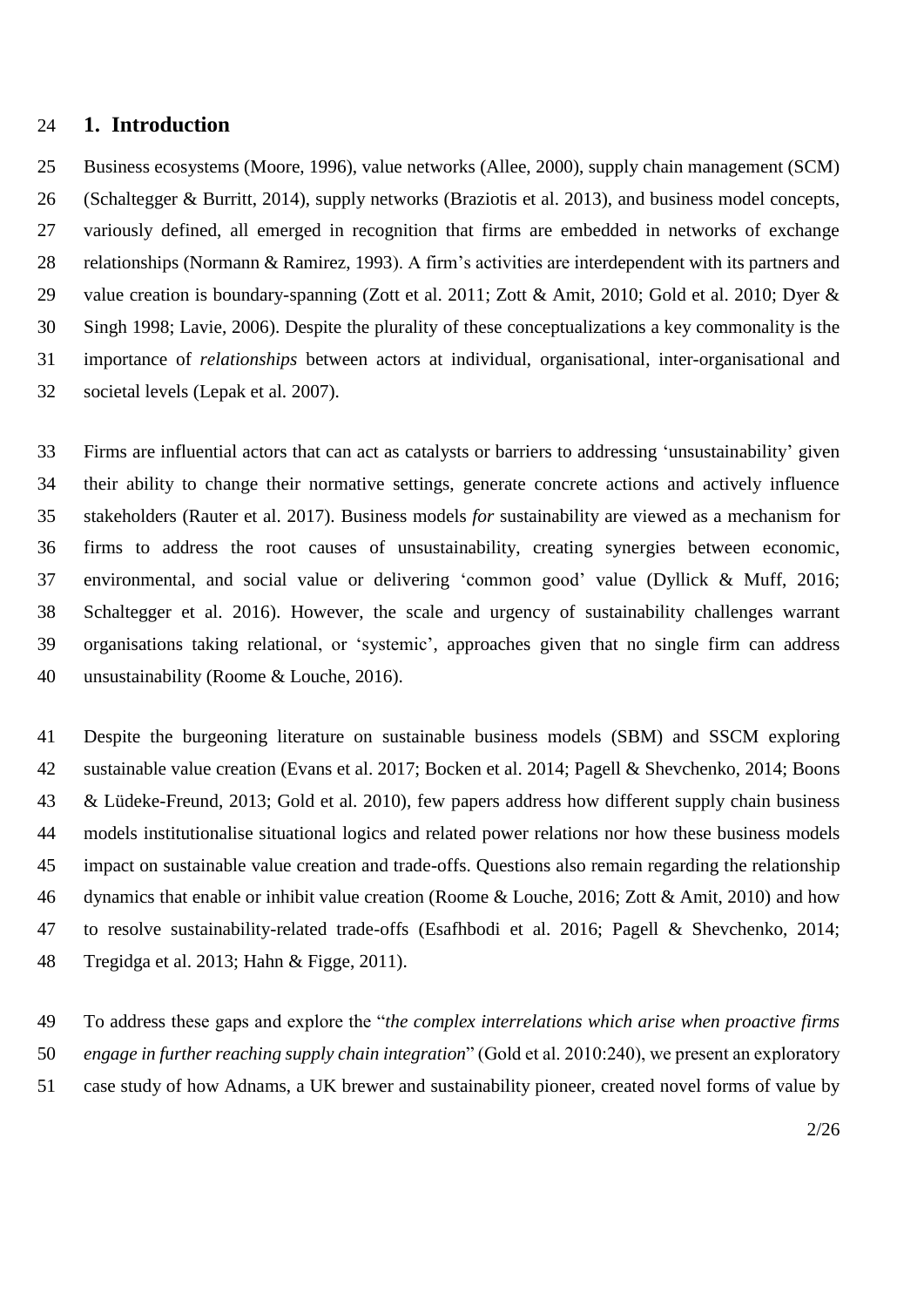## 1. Introduction

Business ecosystems (Moore, 1996), value networks (Allee, 2000), supply chain management (SCM) (Schaltegger & Burritt, 2014), supply networks (Braziotis et al. 2013), and business model concepts, variously defined, all emerged in recognition that firms are embedded in networks of exchange relationships (Normann & Ramirez, 1993). A firm's activities are interdependent with its partners and value creation is boundary-spanning (Zott et al. 2011; Zott & Amit, 2010; Gold et al. 2010; Dyer & Singh 1998; Lavie, 2006). Despite the plurality of these conceptualizations a key commonality is the importance of *relationships* between actors at individual, organisational, inter-organisational and societal levels (Lepak et al. 2007).

Firms are influential actors that can act as catalysts or barriers to addressing 'unsustainability' given their ability to change their normative settings, generate concrete actions and actively influence stakeholders (Rauter et al. 2017). Business models *for* sustainability are viewed as a mechanism for firms to address the root causes of unsustainability, creating synergies between economic, environmental, and social value or delivering 'common good' value (Dyllick & Muff, 2016; Schaltegger et al. 2016). However, the scale and urgency of sustainability challenges warrant organisations taking relational, or 'systemic', approaches given that no single firm can address unsustainability (Roome & Louche, 2016).

Despite the burgeoning literature on sustainable business models (SBM) and SSCM exploring sustainable value creation (Evans et al. 2017; Bocken et al. 2014; Pagell & Shevchenko, 2014; Boons & Lüdeke-Freund, 2013; Gold et al. 2010), few papers address how different supply chain business models institutionalise situational logics and related power relations nor how these business models impact on sustainable value creation and trade-offs. Questions also remain regarding the relationship dynamics that enable or inhibit value creation (Roome & Louche, 2016; Zott & Amit, 2010) and how to resolve sustainability-related trade-offs (Esafhbodi et al. 2016; Pagell & Shevchenko, 2014; Tregidga et al. 2013; Hahn & Figge, 2011).

To address these gaps and explore the "*the complex interrelations which arise when proactive firms engage in further reaching supply chain integration*" (Gold et al. 2010:240), we present an exploratory case study of how Adnams, a UK brewer and sustainability pioneer, created novel forms of value by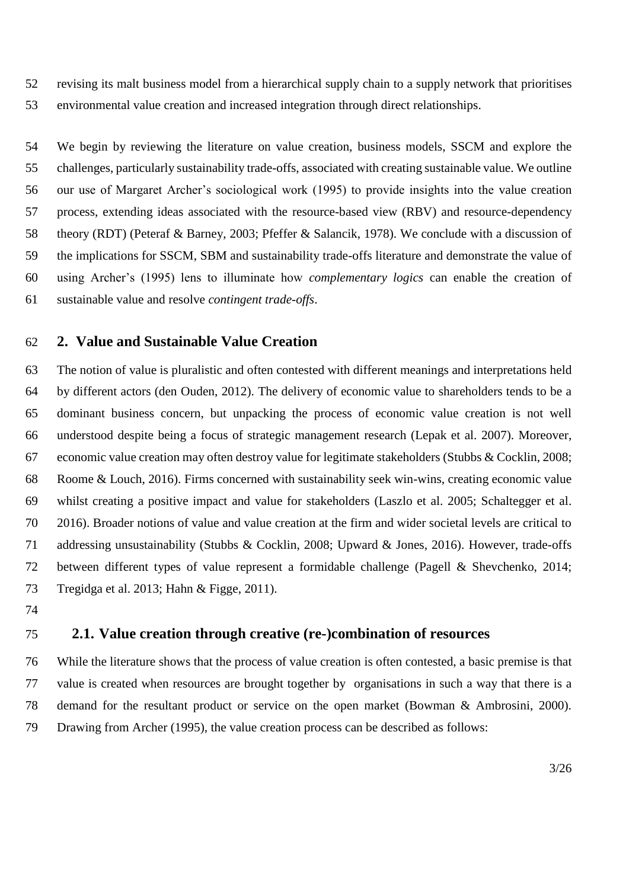revising its malt business model from a hierarchical supply chain to a supply network that prioritises environmental value creation and increased integration through direct relationships.

We begin by reviewing the literature on value creation, business models, SSCM and explore the challenges, particularly sustainability trade-offs, associated with creating sustainable value. We outline our use of Margaret Archer's sociological work (1995) to provide insights into the value creation process, extending ideas associated with the resource-based view (RBV) and resource-dependency theory (RDT) (Peteraf & Barney, 2003; Pfeffer & Salancik, 1978). We conclude with a discussion of the implications for SSCM, SBM and sustainability trade-offs literature and demonstrate the value of using Archer's (1995) lens to illuminate how *complementary logics* can enable the creation of sustainable value and resolve *contingent trade-offs*.

## 2. Value and Sustainable Value Creation

The notion of value is pluralistic and often contested with different meanings and interpretations held by different actors (den Ouden, 2012). The delivery of economic value to shareholders tends to be a dominant business concern, but unpacking the process of economic value creation is not well understood despite being a focus of strategic management research (Lepak et al. 2007). Moreover, economic value creation may often destroy value for legitimate stakeholders (Stubbs & Cocklin, 2008; Roome & Louch, 2016). Firms concerned with sustainability seek win-wins, creating economic value whilst creating a positive impact and value for stakeholders (Laszlo et al. 2005; Schaltegger et al. 2016). Broader notions of value and value creation at the firm and wider societal levels are critical to addressing unsustainability (Stubbs & Cocklin, 2008; Upward & Jones, 2016). However, trade-offs between different types of value represent a formidable challenge (Pagell & Shevchenko, 2014; Tregidga et al. 2013; Hahn & Figge, 2011).

### 2.1. Value creation through creative (re-)combination of resources

While the literature shows that the process of value creation is often contested, a basic premise is that value is created when resources are brought together by organisations in such a way that there is a demand for the resultant product or service on the open market (Bowman & Ambrosini, 2000). Drawing from Archer (1995), the value creation process can be described as follows: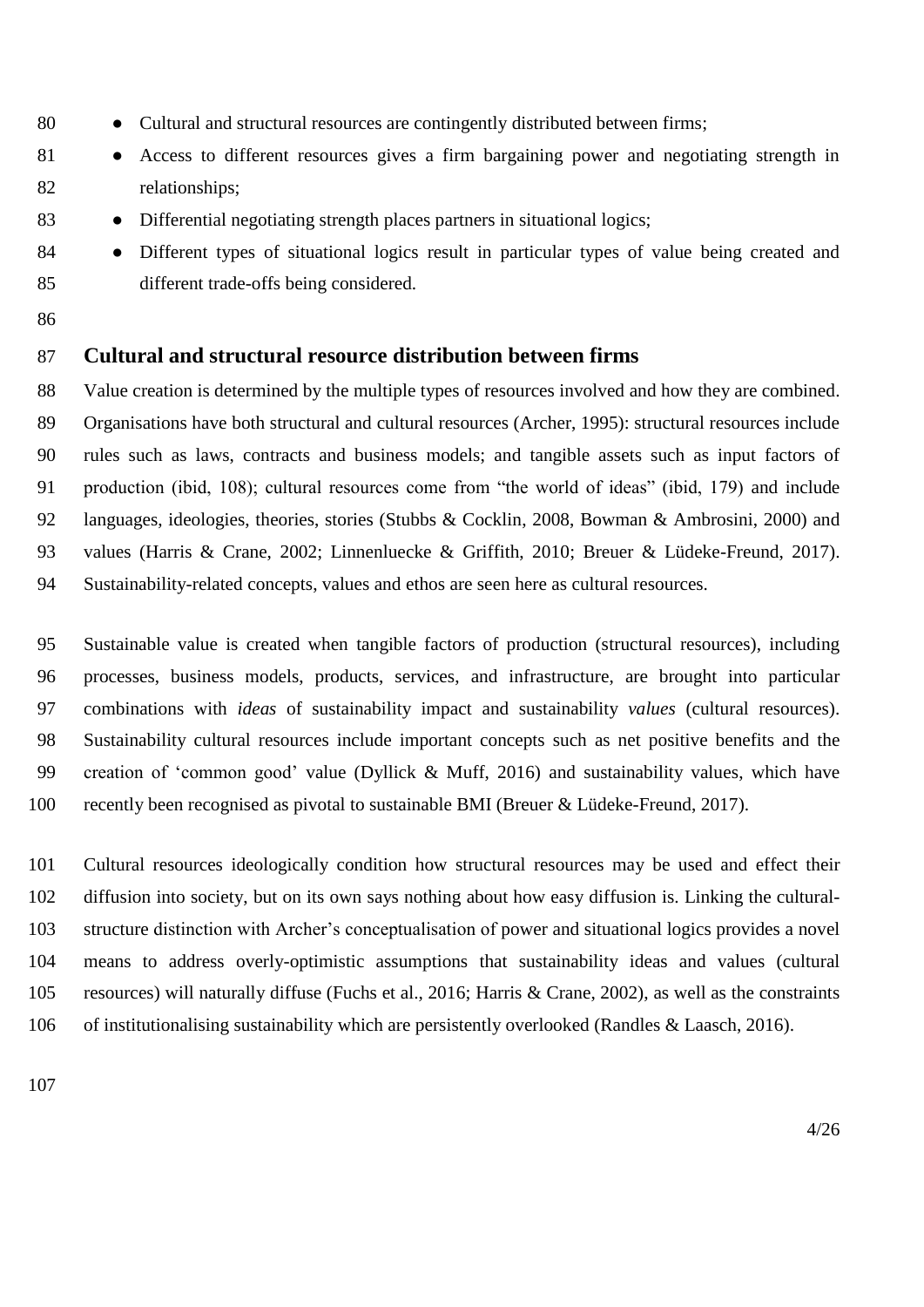- Cultural and structural resources are contingently distributed between firms;
- Access to different resources gives a firm bargaining power and negotiating strength in relationships;
- Differential negotiating strength places partners in situational logics;
- Different types of situational logics result in particular types of value being created and different trade-offs being considered.

## Cultural and structural resource distribution between firms

Value creation is determined by the multiple types of resources involved and how they are combined. Organisations have both structural and cultural resources (Archer, 1995): structural resources include rules such as laws, contracts and business models; and tangible assets such as input factors of production (ibid, 108); cultural resources come from "the world of ideas" (ibid, 179) and include languages, ideologies, theories, stories (Stubbs & Cocklin, 2008, Bowman & Ambrosini, 2000) and values (Harris & Crane, 2002; Linnenluecke & Griffith, 2010; Breuer & Lüdeke-Freund, 2017). Sustainability-related concepts, values and ethos are seen here as cultural resources.

Sustainable value is created when tangible factors of production (structural resources), including processes, business models, products, services, and infrastructure, are brought into particular combinations with *ideas* of sustainability impact and sustainability *values* (cultural resources). Sustainability cultural resources include important concepts such as net positive benefits and the creation of 'common good' value (Dyllick & Muff, 2016) and sustainability values, which have recently been recognised as pivotal to sustainable BMI (Breuer & Lüdeke-Freund, 2017).

Cultural resources ideologically condition how structural resources may be used and effect their diffusion into society, but on its own says nothing about how easy diffusion is. Linking the cultural-structure distinction with Archer's conceptualisation of power and situational logics provides a novel means to address overly-optimistic assumptions that sustainability ideas and values (cultural resources) will naturally diffuse (Fuchs et al., 2016; Harris & Crane, 2002), as well as the constraints of institutionalising sustainability which are persistently overlooked (Randles & Laasch, 2016).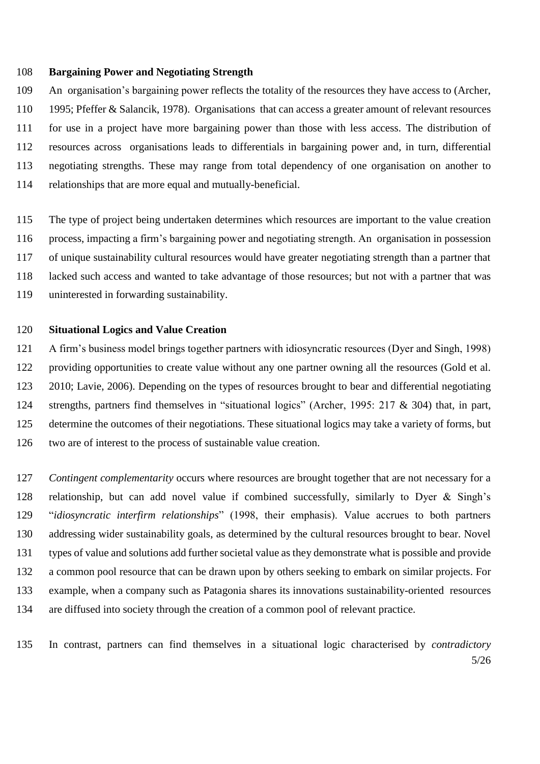## Bargaining Power and Negotiating Strength

An organisation's bargaining power reflects the totality of the resources they have access to (Archer, 1995; Pfeffer & Salancik, 1978). Organisations that can access a greater amount of relevant resources for use in a project have more bargaining power than those with less access. The distribution of resources across organisations leads to differentials in bargaining power and, in turn, differential negotiating strengths. These may range from total dependency of one organisation on another to relationships that are more equal and mutually-beneficial.

The type of project being undertaken determines which resources are important to the value creation process, impacting a firm's bargaining power and negotiating strength. An organisation in possession of unique sustainability cultural resources would have greater negotiating strength than a partner that lacked such access and wanted to take advantage of those resources; but not with a partner that was uninterested in forwarding sustainability.

## Situational Logics and Value Creation

A firm's business model brings together partners with idiosyncratic resources (Dyer and Singh, 1998) providing opportunities to create value without any one partner owning all the resources (Gold et al. 2010; Lavie, 2006). Depending on the types of resources brought to bear and differential negotiating strengths, partners find themselves in "situational logics" (Archer, 1995: 217 & 304) that, in part, determine the outcomes of their negotiations. These situational logics may take a variety of forms, but two are of interest to the process of sustainable value creation.

*Contingent complementarity* occurs where resources are brought together that are not necessary for a relationship, but can add novel value if combined successfully, similarly to Dyer & Singh's "*idiosyncratic interfirm relationships*" (1998, their emphasis). Value accrues to both partners addressing wider sustainability goals, as determined by the cultural resources brought to bear. Novel types of value and solutions add further societal value as they demonstrate what is possible and provide a common pool resource that can be drawn upon by others seeking to embark on similar projects. For example, when a company such as Patagonia shares its innovations sustainability-oriented resources are diffused into society through the creation of a common pool of relevant practice.

In contrast, partners can find themselves in a situational logic characterised by *contradictory*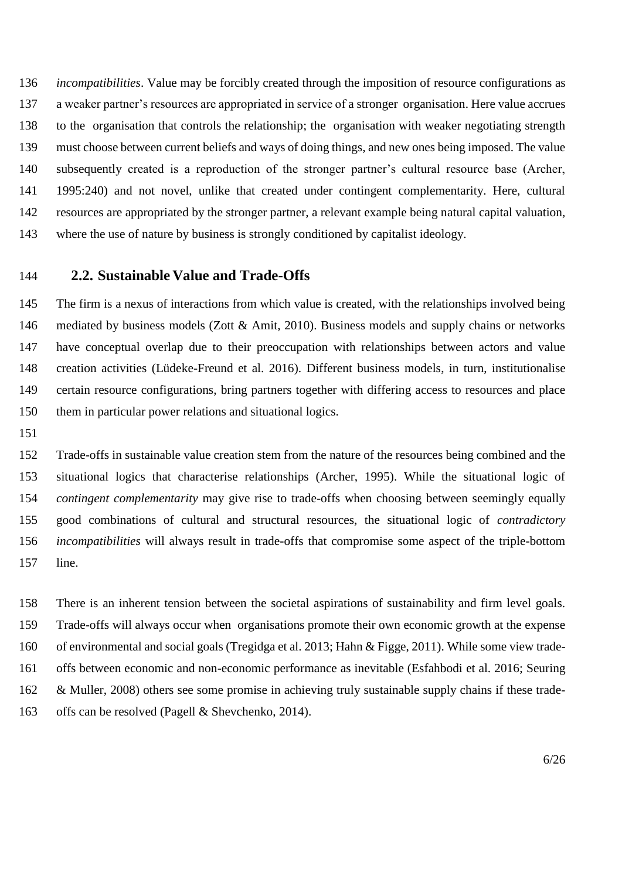*incompatibilities*. Value may be forcibly created through the imposition of resource configurations as a weaker partner's resources are appropriated in service of a stronger organisation. Here value accrues to the organisation that controls the relationship; the organisation with weaker negotiating strength must choose between current beliefs and ways of doing things, and new ones being imposed. The value subsequently created is a reproduction of the stronger partner's cultural resource base (Archer, 1995:240) and not novel, unlike that created under contingent complementarity. Here, cultural resources are appropriated by the stronger partner, a relevant example being natural capital valuation, where the use of nature by business is strongly conditioned by capitalist ideology.

## 2.2. Sustainable Value and Trade-Offs

The firm is a nexus of interactions from which value is created, with the relationships involved being mediated by business models (Zott & Amit, 2010). Business models and supply chains or networks have conceptual overlap due to their preoccupation with relationships between actors and value creation activities (Lüdeke-Freund et al. 2016). Different business models, in turn, institutionalise certain resource configurations, bring partners together with differing access to resources and place them in particular power relations and situational logics.

Trade-offs in sustainable value creation stem from the nature of the resources being combined and the situational logics that characterise relationships (Archer, 1995). While the situational logic of *contingent complementarity* may give rise to trade-offs when choosing between seemingly equally good combinations of cultural and structural resources, the situational logic of *contradictory incompatibilities* will always result in trade-offs that compromise some aspect of the triple-bottom line.

There is an inherent tension between the societal aspirations of sustainability and firm level goals. Trade-offs will always occur when organisations promote their own economic growth at the expense of environmental and social goals (Tregidga et al. 2013; Hahn & Figge, 2011). While some view trade-offs between economic and non-economic performance as inevitable (Esfahbodi et al. 2016; Seuring & Muller, 2008) others see some promise in achieving truly sustainable supply chains if these trade-offs can be resolved (Pagell & Shevchenko, 2014).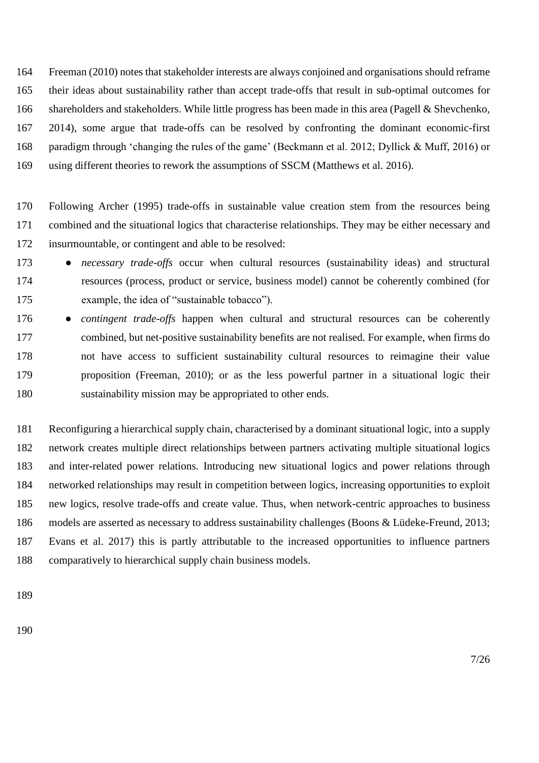Freeman (2010) notes that stakeholder interests are always conjoined and organisations should reframe their ideas about sustainability rather than accept trade-offs that result in sub-optimal outcomes for shareholders and stakeholders. While little progress has been made in this area (Pagell & Shevchenko, 2014), some argue that trade-offs can be resolved by confronting the dominant economic-first paradigm through 'changing the rules of the game' (Beckmann et al. 2012; Dyllick & Muff, 2016) or using different theories to rework the assumptions of SSCM (Matthews et al. 2016).

Following Archer (1995) trade-offs in sustainable value creation stem from the resources being combined and the situational logics that characterise relationships. They may be either necessary and insurmountable, or contingent and able to be resolved:

- *necessary trade-offs* occur when cultural resources (sustainability ideas) and structural resources (process, product or service, business model) cannot be coherently combined (for example, the idea of "sustainable tobacco").
- *contingent trade-offs* happen when cultural and structural resources can be coherently combined, but net-positive sustainability benefits are not realised. For example, when firms do not have access to sufficient sustainability cultural resources to reimagine their value proposition (Freeman, 2010); or as the less powerful partner in a situational logic their sustainability mission may be appropriated to other ends.

Reconfiguring a hierarchical supply chain, characterised by a dominant situational logic, into a supply network creates multiple direct relationships between partners activating multiple situational logics and inter-related power relations. Introducing new situational logics and power relations through networked relationships may result in competition between logics, increasing opportunities to exploit new logics, resolve trade-offs and create value. Thus, when network-centric approaches to business models are asserted as necessary to address sustainability challenges (Boons & Lüdeke-Freund, 2013; Evans et al. 2017) this is partly attributable to the increased opportunities to influence partners comparatively to hierarchical supply chain business models.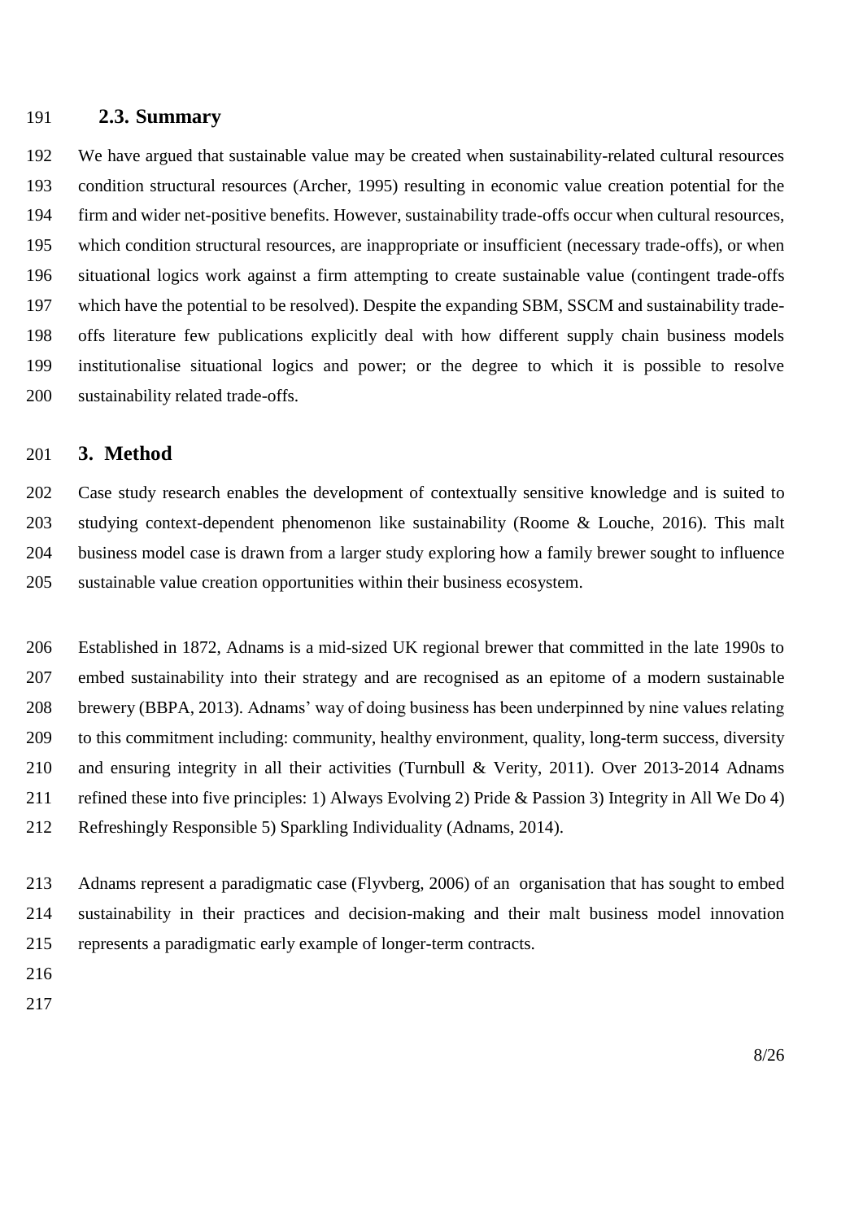### 2.3. Summary

We have argued that sustainable value may be created when sustainability-related cultural resources condition structural resources (Archer, 1995) resulting in economic value creation potential for the firm and wider net-positive benefits. However, sustainability trade-offs occur when cultural resources, which condition structural resources, are inappropriate or insufficient (necessary trade-offs), or when situational logics work against a firm attempting to create sustainable value (contingent trade-offs which have the potential to be resolved). Despite the expanding SBM, SSCM and sustainability trade-offs literature few publications explicitly deal with how different supply chain business models institutionalise situational logics and power; or the degree to which it is possible to resolve sustainability related trade-offs.

## 3. Method

Case study research enables the development of contextually sensitive knowledge and is suited to studying context-dependent phenomenon like sustainability (Roome & Louche, 2016). This malt business model case is drawn from a larger study exploring how a family brewer sought to influence sustainable value creation opportunities within their business ecosystem.

Established in 1872, Adnams is a mid-sized UK regional brewer that committed in the late 1990s to embed sustainability into their strategy and are recognised as an epitome of a modern sustainable brewery (BBPA, 2013). Adnams' way of doing business has been underpinned by nine values relating to this commitment including: community, healthy environment, quality, long-term success, diversity and ensuring integrity in all their activities (Turnbull & Verity, 2011). Over 2013-2014 Adnams refined these into five principles: 1) Always Evolving 2) Pride & Passion 3) Integrity in All We Do 4) Refreshingly Responsible 5) Sparkling Individuality (Adnams, 2014).

Adnams represent a paradigmatic case (Flyvberg, 2006) of an organisation that has sought to embed sustainability in their practices and decision-making and their malt business model innovation represents a paradigmatic early example of longer-term contracts.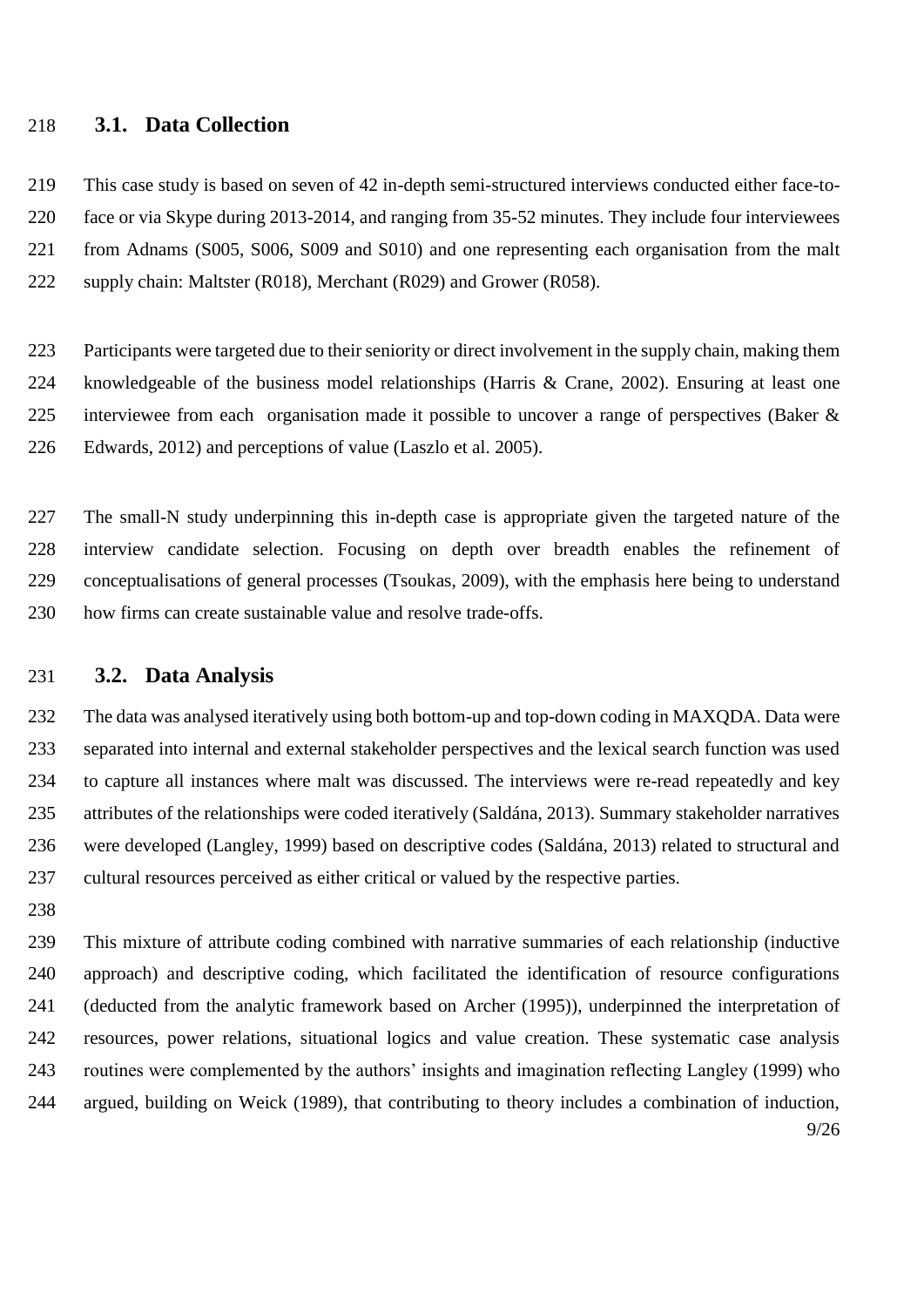## 3.1. Data Collection

This case study is based on seven of 42 in-depth semi-structured interviews conducted either face-to-face or via Skype during 2013-2014, and ranging from 35-52 minutes. They include four interviewees from Adnams (S005, S006, S009 and S010) and one representing each organisation from the malt supply chain: Maltster (R018), Merchant (R029) and Grower (R058).

Participants were targeted due to their seniority or direct involvement in the supply chain, making them knowledgeable of the business model relationships (Harris & Crane, 2002). Ensuring at least one interviewee from each organisation made it possible to uncover a range of perspectives (Baker & Edwards, 2012) and perceptions of value (Laszlo et al. 2005).

The small-N study underpinning this in-depth case is appropriate given the targeted nature of the interview candidate selection. Focusing on depth over breadth enables the refinement of conceptualisations of general processes (Tsoukas, 2009), with the emphasis here being to understand how firms can create sustainable value and resolve trade-offs.

## 3.2. Data Analysis

The data was analysed iteratively using both bottom-up and top-down coding in MAXQDA. Data were separated into internal and external stakeholder perspectives and the lexical search function was used to capture all instances where malt was discussed. The interviews were re-read repeatedly and key attributes of the relationships were coded iteratively (Saldána, 2013). Summary stakeholder narratives were developed (Langley, 1999) based on descriptive codes (Saldána, 2013) related to structural and cultural resources perceived as either critical or valued by the respective parties.

This mixture of attribute coding combined with narrative summaries of each relationship (inductive approach) and descriptive coding, which facilitated the identification of resource configurations (deducted from the analytic framework based on Archer (1995)), underpinned the interpretation of resources, power relations, situational logics and value creation. These systematic case analysis routines were complemented by the authors' insights and imagination reflecting Langley (1999) who argued, building on Weick (1989), that contributing to theory includes a combination of induction,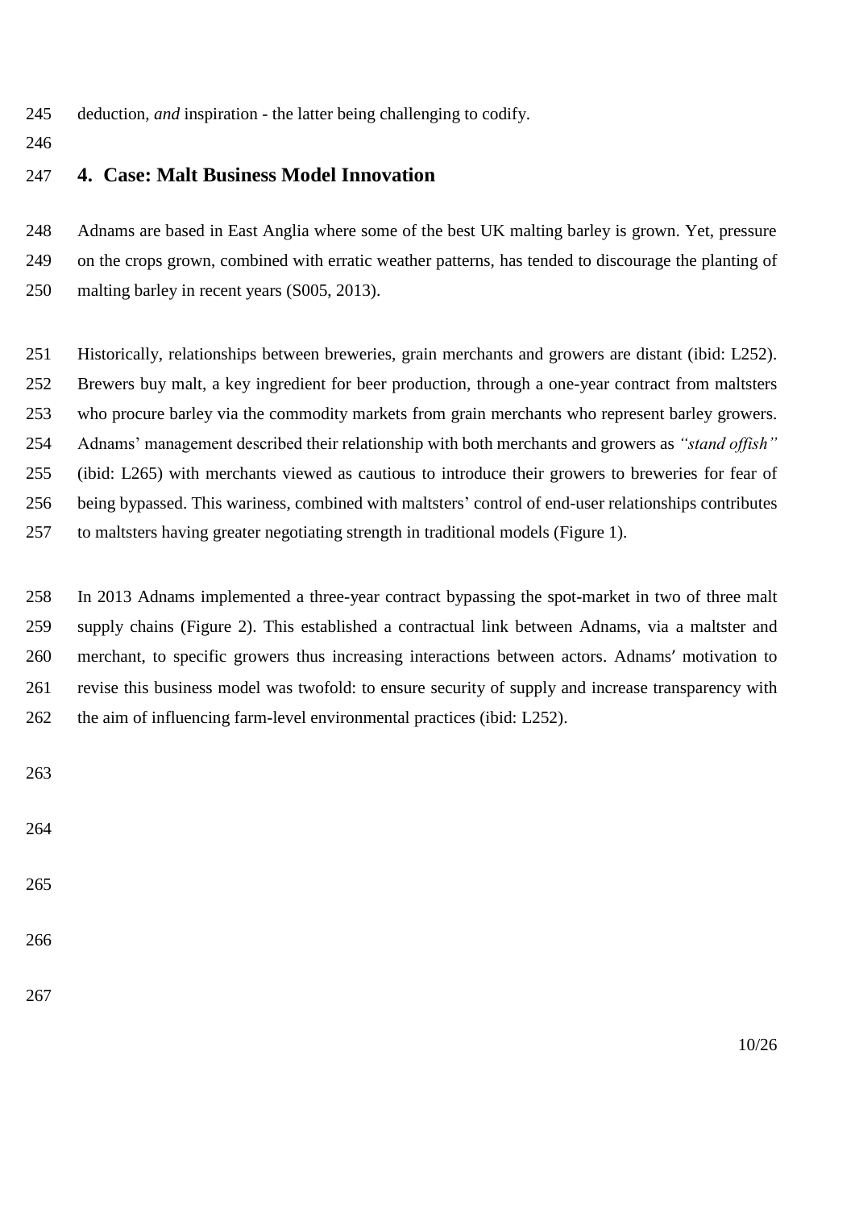deduction, *and* inspiration - the latter being challenging to codify.

## 4. Case: Malt Business Model Innovation

Adnams are based in East Anglia where some of the best UK malting barley is grown. Yet, pressure on the crops grown, combined with erratic weather patterns, has tended to discourage the planting of malting barley in recent years (S005, 2013).

Historically, relationships between breweries, grain merchants and growers are distant (ibid: L252). Brewers buy malt, a key ingredient for beer production, through a one-year contract from maltsters who procure barley via the commodity markets from grain merchants who represent barley growers. Adnams' management described their relationship with both merchants and growers as *"stand offish"* (ibid: L265) with merchants viewed as cautious to introduce their growers to breweries for fear of being bypassed. This wariness, combined with maltsters' control of end-user relationships contributes to maltsters having greater negotiating strength in traditional models (Figure 1).

In 2013 Adnams implemented a three-year contract bypassing the spot-market in two of three malt supply chains (Figure 2). This established a contractual link between Adnams, via a maltster and merchant, to specific growers thus increasing interactions between actors. Adnams′ motivation to revise this business model was twofold: to ensure security of supply and increase transparency with the aim of influencing farm-level environmental practices (ibid: L252).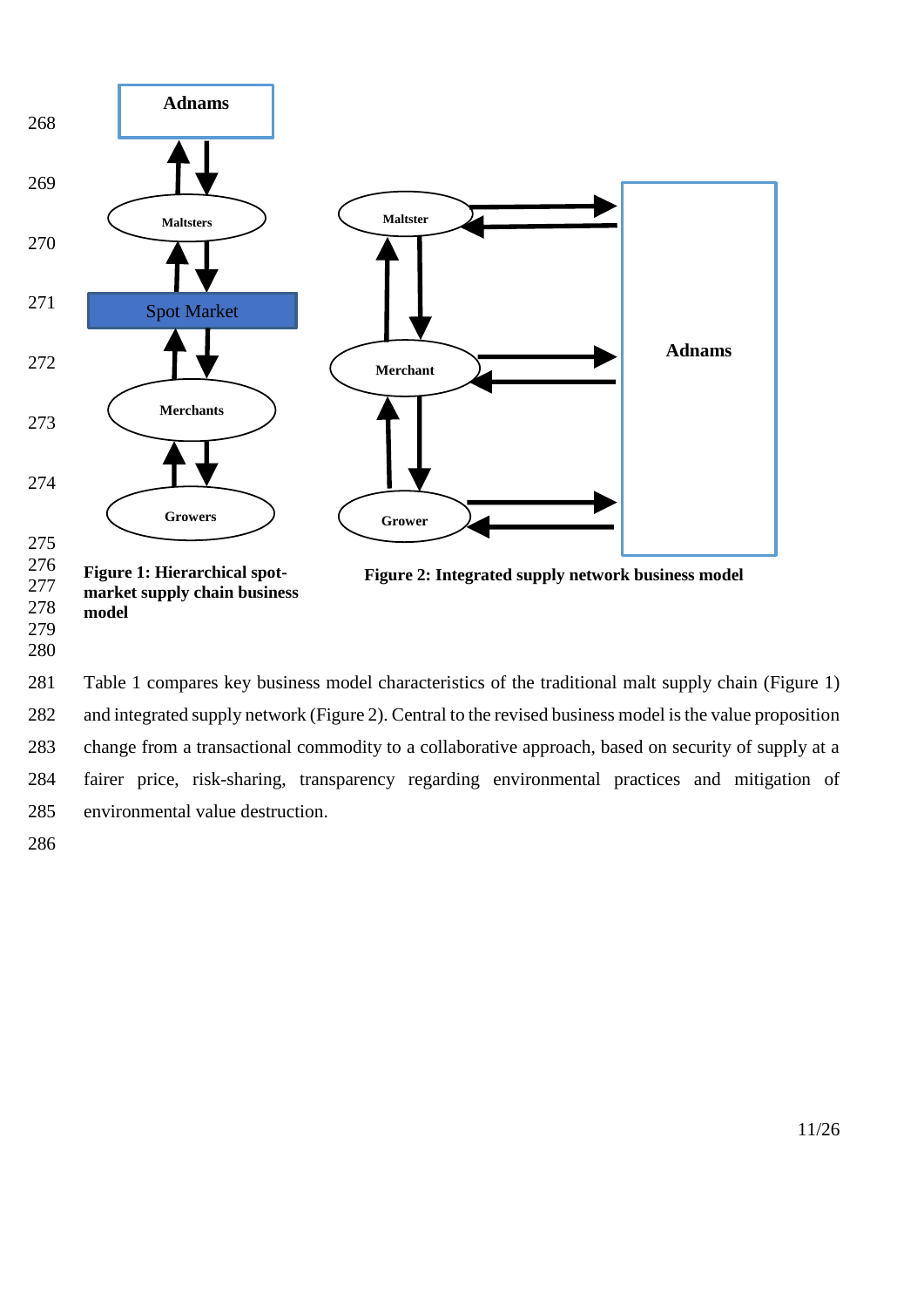Figure 1: Hierarchical spot-market supply chain business model

Figure 2: Integrated supply network business model

Table 1 compares key business model characteristics of the traditional malt supply chain (Figure 1) and integrated supply network (Figure 2). Central to the revised business model is the value proposition change from a transactional commodity to a collaborative approach, based on security of supply at a fairer price, risk-sharing, transparency regarding environmental practices and mitigation of environmental value destruction.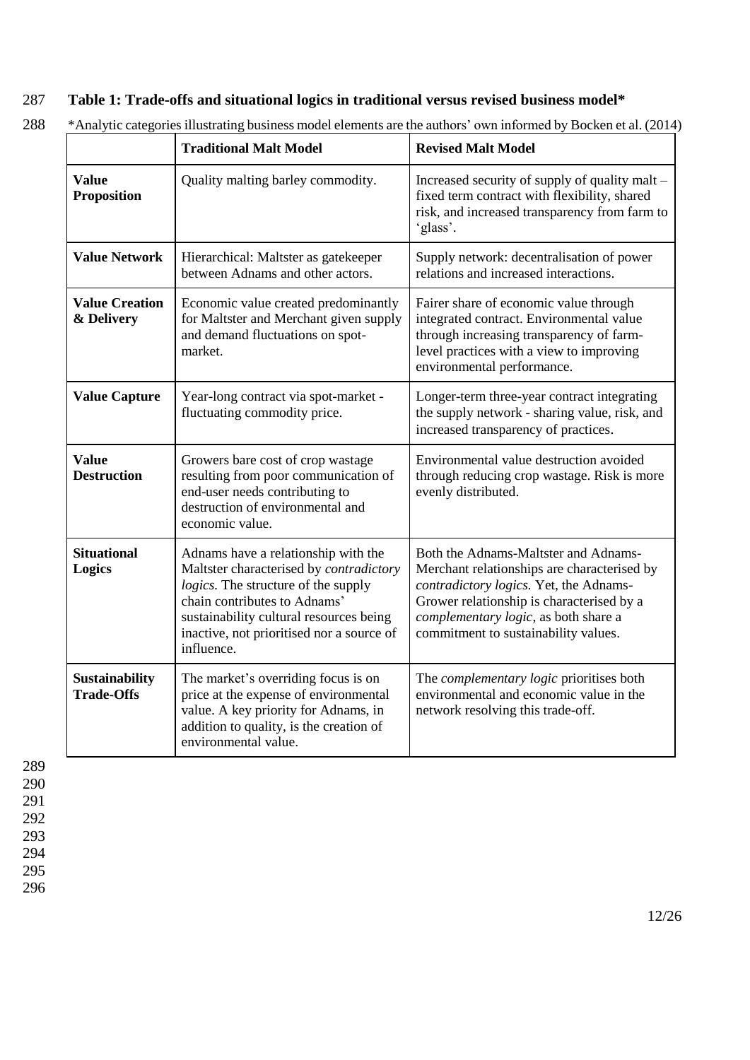**Table 1: Trade-offs and situational logics in traditional versus revised business model***

*Analytic categories illustrating business model elements are the authors' own informed by Bocken et al. (2014)

| | **Traditional Malt Model** | **Revised Malt Model** |
|---|---|---|
| **Value Proposition** | Quality malting barley commodity. | Increased security of supply of quality malt – fixed term contract with flexibility, shared risk, and increased transparency from farm to 'glass'. |
| **Value Network** | Hierarchical: Maltster as gatekeeper between Adnams and other actors. | Supply network: decentralisation of power relations and increased interactions. |
| **Value Creation & Delivery** | Economic value created predominantly for Maltster and Merchant given supply and demand fluctuations on spot-market. | Fairer share of economic value through integrated contract. Environmental value through increasing transparency of farm-level practices with a view to improving environmental performance. |
| **Value Capture** | Year-long contract via spot-market - fluctuating commodity price. | Longer-term three-year contract integrating the supply network - sharing value, risk, and increased transparency of practices. |
| **Value Destruction** | Growers bare cost of crop wastage resulting from poor communication of end-user needs contributing to destruction of environmental and economic value. | Environmental value destruction avoided through reducing crop wastage. Risk is more evenly distributed. |
| **Situational Logics** | Adnams have a relationship with the Maltster characterised by *contradictory logics.* The structure of the supply chain contributes to Adnams' sustainability cultural resources being inactive, not prioritised nor a source of influence. | Both the Adnams-Maltster and Adnams-Merchant relationships are characterised by *contradictory logics.* Yet, the Adnams-Grower relationship is characterised by a *complementary logic*, as both share a commitment to sustainability values. |
| **Sustainability Trade-Offs** | The market's overriding focus is on price at the expense of environmental value. A key priority for Adnams, in addition to quality, is the creation of environmental value. | The *complementary logic* prioritises both environmental and economic value in the network resolving this trade-off. |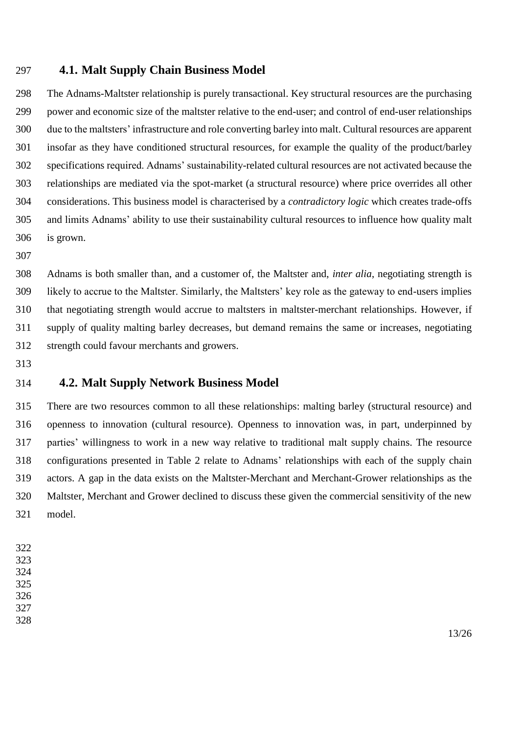### 4.1. Malt Supply Chain Business Model

The Adnams-Maltster relationship is purely transactional. Key structural resources are the purchasing power and economic size of the maltster relative to the end-user; and control of end-user relationships due to the maltsters' infrastructure and role converting barley into malt. Cultural resources are apparent insofar as they have conditioned structural resources, for example the quality of the product/barley specifications required. Adnams' sustainability-related cultural resources are not activated because the relationships are mediated via the spot-market (a structural resource) where price overrides all other considerations. This business model is characterised by a *contradictory logic* which creates trade-offs and limits Adnams' ability to use their sustainability cultural resources to influence how quality malt is grown.

Adnams is both smaller than, and a customer of, the Maltster and, *inter alia*, negotiating strength is likely to accrue to the Maltster. Similarly, the Maltsters' key role as the gateway to end-users implies that negotiating strength would accrue to maltsters in maltster-merchant relationships. However, if supply of quality malting barley decreases, but demand remains the same or increases, negotiating strength could favour merchants and growers.

### 4.2. Malt Supply Network Business Model

There are two resources common to all these relationships: malting barley (structural resource) and openness to innovation (cultural resource). Openness to innovation was, in part, underpinned by parties' willingness to work in a new way relative to traditional malt supply chains. The resource configurations presented in Table 2 relate to Adnams' relationships with each of the supply chain actors. A gap in the data exists on the Maltster-Merchant and Merchant-Grower relationships as the Maltster, Merchant and Grower declined to discuss these given the commercial sensitivity of the new model.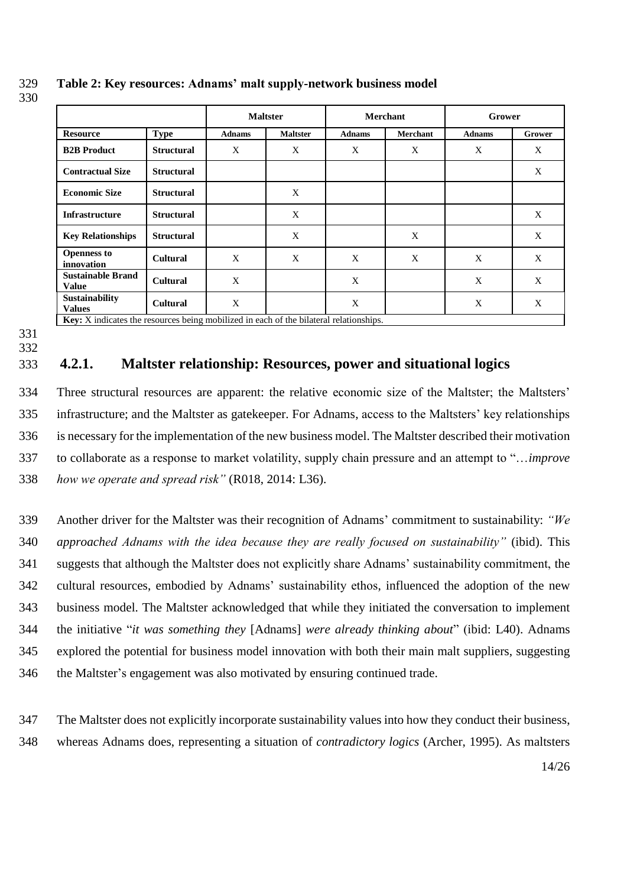**Table 2: Key resources: Adnams' malt supply-network business model**

| | | Maltster | | Merchant | | Grower | |
|---|---|---|---|---|---|---|---|
| **Resource** | **Type** | **Adnams** | **Maltster** | **Adnams** | **Merchant** | **Adnams** | **Grower** |
| **B2B Product** | **Structural** | X | X | X | X | X | X |
| **Contractual Size** | **Structural** | | | | | | X |
| **Economic Size** | **Structural** | | X | | | | |
| **Infrastructure** | **Structural** | | X | | | | X |
| **Key Relationships** | **Structural** | | X | | X | | X |
| **Openness to innovation** | **Cultural** | X | X | X | X | X | X |
| **Sustainable Brand Value** | **Cultural** | X | | X | | X | X |
| **Sustainability Values** | **Cultural** | X | | X | | X | X |

**Key:** X indicates the resources being mobilized in each of the bilateral relationships.

### 4.2.1. Maltster relationship: Resources, power and situational logics

Three structural resources are apparent: the relative economic size of the Maltster; the Maltsters' infrastructure; and the Maltster as gatekeeper. For Adnams, access to the Maltsters' key relationships is necessary for the implementation of the new business model. The Maltster described their motivation to collaborate as a response to market volatility, supply chain pressure and an attempt to "…*improve how we operate and spread risk"* (R018, 2014: L36).

Another driver for the Maltster was their recognition of Adnams' commitment to sustainability: *"We approached Adnams with the idea because they are really focused on sustainability"* (ibid). This suggests that although the Maltster does not explicitly share Adnams' sustainability commitment, the cultural resources, embodied by Adnams' sustainability ethos, influenced the adoption of the new business model. The Maltster acknowledged that while they initiated the conversation to implement the initiative "*it was something they* [Adnams] *were already thinking about*" (ibid: L40). Adnams explored the potential for business model innovation with both their main malt suppliers, suggesting the Maltster's engagement was also motivated by ensuring continued trade.

The Maltster does not explicitly incorporate sustainability values into how they conduct their business, whereas Adnams does, representing a situation of *contradictory logics* (Archer, 1995). As maltsters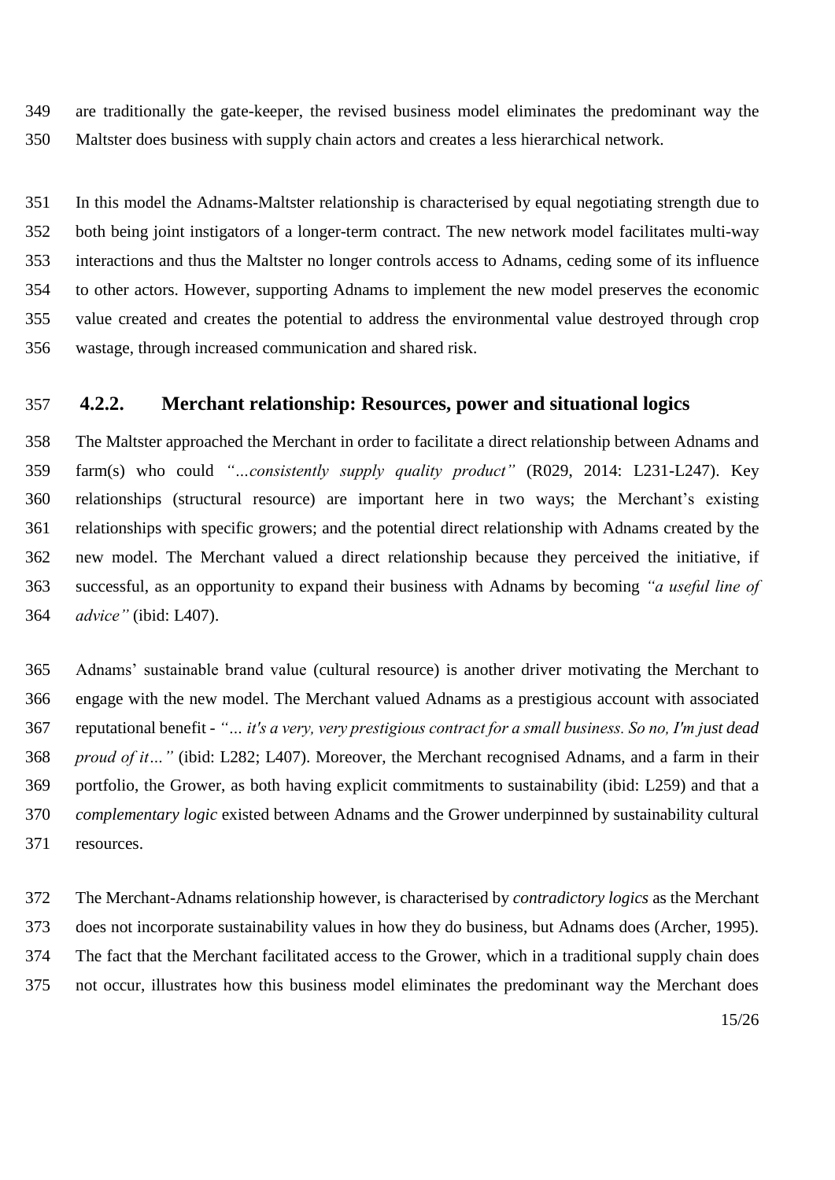are traditionally the gate-keeper, the revised business model eliminates the predominant way the Maltster does business with supply chain actors and creates a less hierarchical network.

In this model the Adnams-Maltster relationship is characterised by equal negotiating strength due to both being joint instigators of a longer-term contract. The new network model facilitates multi-way interactions and thus the Maltster no longer controls access to Adnams, ceding some of its influence to other actors. However, supporting Adnams to implement the new model preserves the economic value created and creates the potential to address the environmental value destroyed through crop wastage, through increased communication and shared risk.

### 4.2.2. Merchant relationship: Resources, power and situational logics

The Maltster approached the Merchant in order to facilitate a direct relationship between Adnams and farm(s) who could *"…consistently supply quality product"* (R029, 2014: L231-L247). Key relationships (structural resource) are important here in two ways; the Merchant's existing relationships with specific growers; and the potential direct relationship with Adnams created by the new model. The Merchant valued a direct relationship because they perceived the initiative, if successful, as an opportunity to expand their business with Adnams by becoming *"a useful line of advice"* (ibid: L407).

Adnams' sustainable brand value (cultural resource) is another driver motivating the Merchant to engage with the new model. The Merchant valued Adnams as a prestigious account with associated reputational benefit - *"… it's a very, very prestigious contract for a small business. So no, I'm just dead proud of it…"* (ibid: L282; L407). Moreover, the Merchant recognised Adnams, and a farm in their portfolio, the Grower, as both having explicit commitments to sustainability (ibid: L259) and that a *complementary logic* existed between Adnams and the Grower underpinned by sustainability cultural resources.

The Merchant-Adnams relationship however, is characterised by *contradictory logics* as the Merchant does not incorporate sustainability values in how they do business, but Adnams does (Archer, 1995). The fact that the Merchant facilitated access to the Grower, which in a traditional supply chain does not occur, illustrates how this business model eliminates the predominant way the Merchant does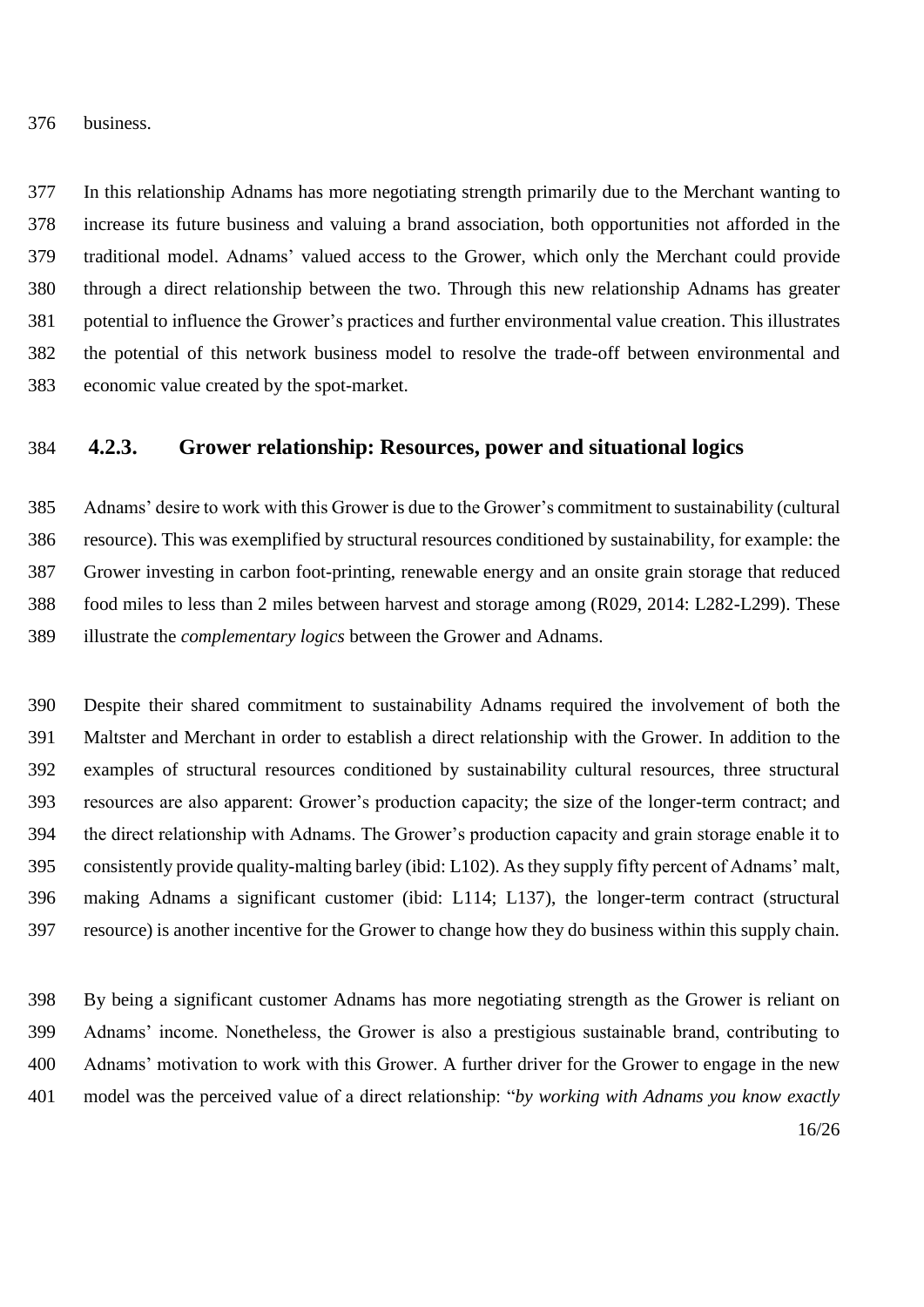business.

In this relationship Adnams has more negotiating strength primarily due to the Merchant wanting to increase its future business and valuing a brand association, both opportunities not afforded in the traditional model. Adnams' valued access to the Grower, which only the Merchant could provide through a direct relationship between the two. Through this new relationship Adnams has greater potential to influence the Grower's practices and further environmental value creation. This illustrates the potential of this network business model to resolve the trade-off between environmental and economic value created by the spot-market.

### 4.2.3. Grower relationship: Resources, power and situational logics

Adnams' desire to work with this Grower is due to the Grower's commitment to sustainability (cultural resource). This was exemplified by structural resources conditioned by sustainability, for example: the Grower investing in carbon foot-printing, renewable energy and an onsite grain storage that reduced food miles to less than 2 miles between harvest and storage among (R029, 2014: L282-L299). These illustrate the *complementary logics* between the Grower and Adnams.

Despite their shared commitment to sustainability Adnams required the involvement of both the Maltster and Merchant in order to establish a direct relationship with the Grower. In addition to the examples of structural resources conditioned by sustainability cultural resources, three structural resources are also apparent: Grower's production capacity; the size of the longer-term contract; and the direct relationship with Adnams. The Grower's production capacity and grain storage enable it to consistently provide quality-malting barley (ibid: L102). As they supply fifty percent of Adnams' malt, making Adnams a significant customer (ibid: L114; L137), the longer-term contract (structural resource) is another incentive for the Grower to change how they do business within this supply chain.

By being a significant customer Adnams has more negotiating strength as the Grower is reliant on Adnams' income. Nonetheless, the Grower is also a prestigious sustainable brand, contributing to Adnams' motivation to work with this Grower. A further driver for the Grower to engage in the new model was the perceived value of a direct relationship: "*by working with Adnams you know exactly*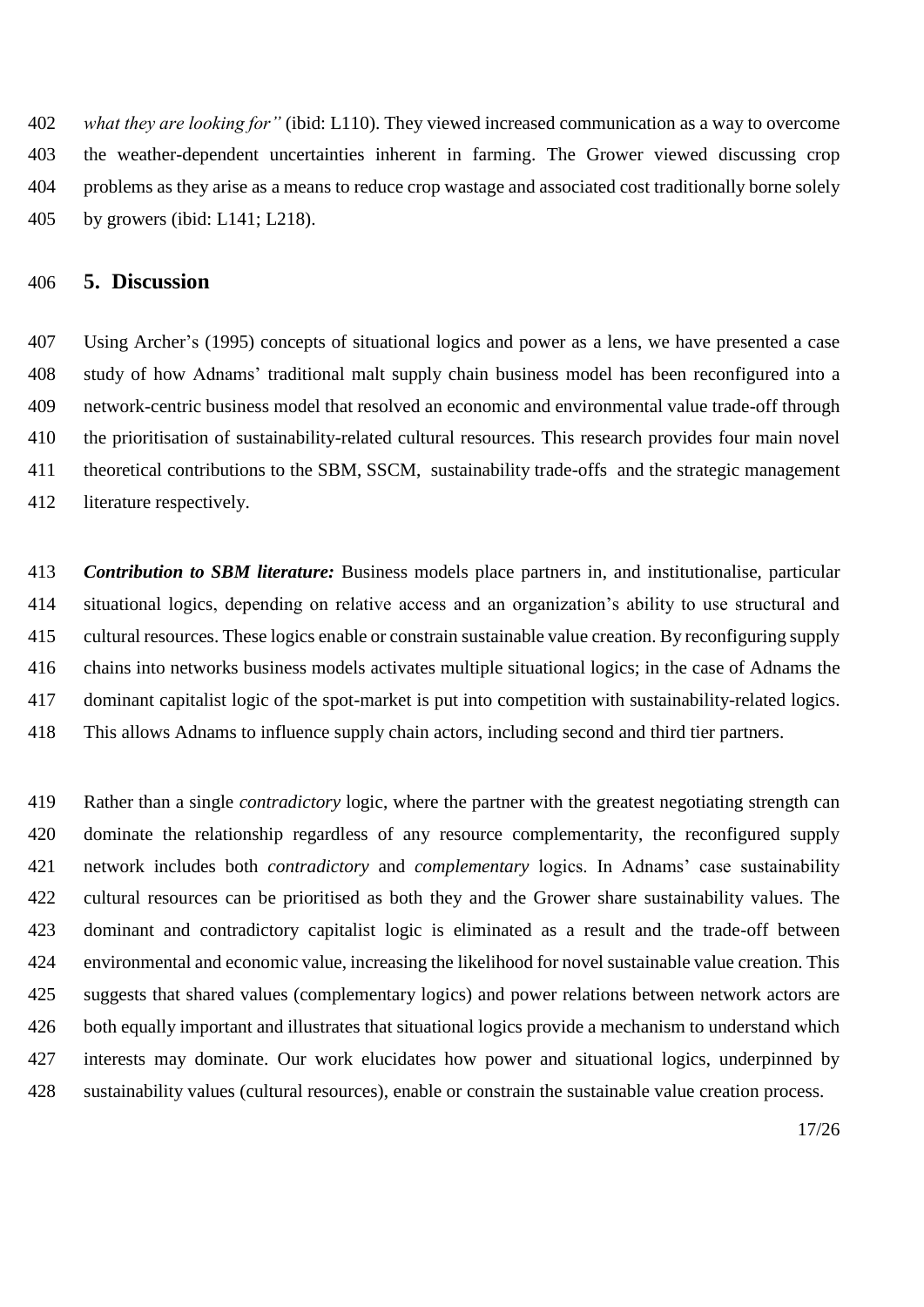*what they are looking for"* (ibid: L110). They viewed increased communication as a way to overcome the weather-dependent uncertainties inherent in farming. The Grower viewed discussing crop problems as they arise as a means to reduce crop wastage and associated cost traditionally borne solely by growers (ibid: L141; L218).

## 5. Discussion

Using Archer's (1995) concepts of situational logics and power as a lens, we have presented a case study of how Adnams' traditional malt supply chain business model has been reconfigured into a network-centric business model that resolved an economic and environmental value trade-off through the prioritisation of sustainability-related cultural resources. This research provides four main novel theoretical contributions to the SBM, SSCM, sustainability trade-offs and the strategic management literature respectively.

***Contribution to SBM literature:*** Business models place partners in, and institutionalise, particular situational logics, depending on relative access and an organization's ability to use structural and cultural resources. These logics enable or constrain sustainable value creation. By reconfiguring supply chains into networks business models activates multiple situational logics; in the case of Adnams the dominant capitalist logic of the spot-market is put into competition with sustainability-related logics. This allows Adnams to influence supply chain actors, including second and third tier partners.

Rather than a single *contradictory* logic, where the partner with the greatest negotiating strength can dominate the relationship regardless of any resource complementarity, the reconfigured supply network includes both *contradictory* and *complementary* logics. In Adnams' case sustainability cultural resources can be prioritised as both they and the Grower share sustainability values. The dominant and contradictory capitalist logic is eliminated as a result and the trade-off between environmental and economic value, increasing the likelihood for novel sustainable value creation. This suggests that shared values (complementary logics) and power relations between network actors are both equally important and illustrates that situational logics provide a mechanism to understand which interests may dominate. Our work elucidates how power and situational logics, underpinned by sustainability values (cultural resources), enable or constrain the sustainable value creation process.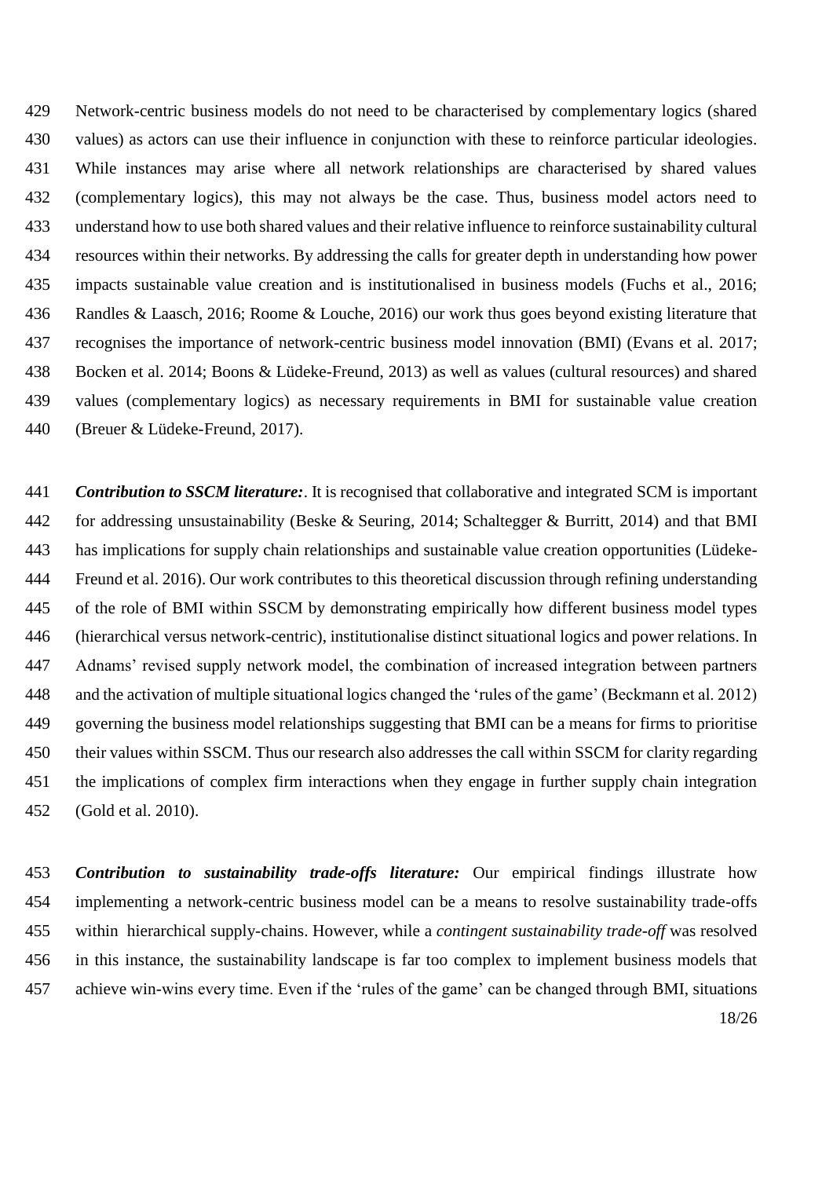Network-centric business models do not need to be characterised by complementary logics (shared values) as actors can use their influence in conjunction with these to reinforce particular ideologies. While instances may arise where all network relationships are characterised by shared values (complementary logics), this may not always be the case. Thus, business model actors need to understand how to use both shared values and their relative influence to reinforce sustainability cultural resources within their networks. By addressing the calls for greater depth in understanding how power impacts sustainable value creation and is institutionalised in business models (Fuchs et al., 2016; Randles & Laasch, 2016; Roome & Louche, 2016) our work thus goes beyond existing literature that recognises the importance of network-centric business model innovation (BMI) (Evans et al. 2017; Bocken et al. 2014; Boons & Lüdeke-Freund, 2013) as well as values (cultural resources) and shared values (complementary logics) as necessary requirements in BMI for sustainable value creation (Breuer & Lüdeke-Freund, 2017).

***Contribution to SSCM literature:***. It is recognised that collaborative and integrated SCM is important for addressing unsustainability (Beske & Seuring, 2014; Schaltegger & Burritt, 2014) and that BMI has implications for supply chain relationships and sustainable value creation opportunities (Lüdeke-Freund et al. 2016). Our work contributes to this theoretical discussion through refining understanding of the role of BMI within SSCM by demonstrating empirically how different business model types (hierarchical versus network-centric), institutionalise distinct situational logics and power relations. In Adnams' revised supply network model, the combination of increased integration between partners and the activation of multiple situational logics changed the 'rules of the game' (Beckmann et al. 2012) governing the business model relationships suggesting that BMI can be a means for firms to prioritise their values within SSCM. Thus our research also addresses the call within SSCM for clarity regarding the implications of complex firm interactions when they engage in further supply chain integration (Gold et al. 2010).

***Contribution to sustainability trade-offs literature:*** Our empirical findings illustrate how implementing a network-centric business model can be a means to resolve sustainability trade-offs within hierarchical supply-chains. However, while a *contingent sustainability trade-off* was resolved in this instance, the sustainability landscape is far too complex to implement business models that achieve win-wins every time. Even if the 'rules of the game' can be changed through BMI, situations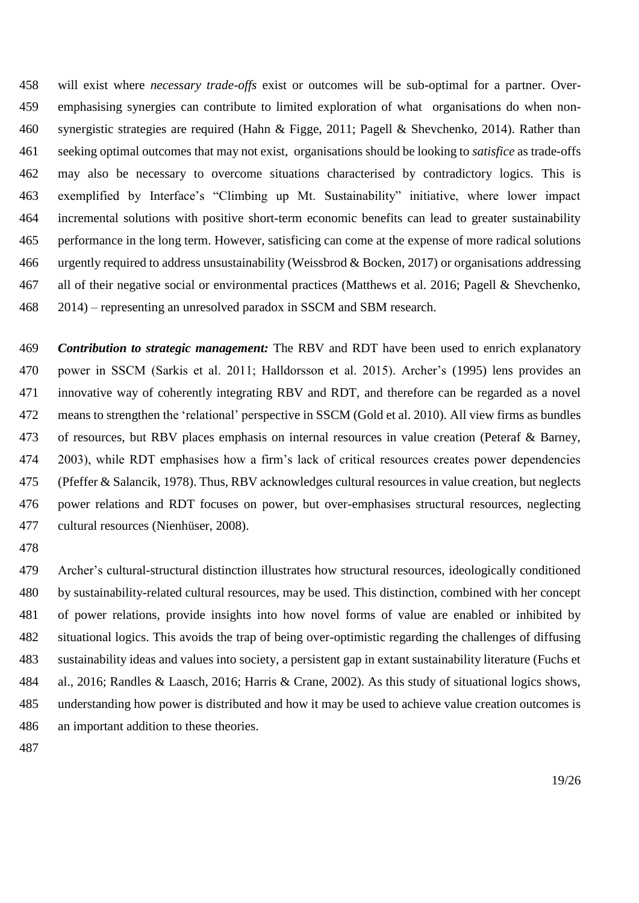will exist where *necessary trade-offs* exist or outcomes will be sub-optimal for a partner. Over-emphasising synergies can contribute to limited exploration of what organisations do when non-synergistic strategies are required (Hahn & Figge, 2011; Pagell & Shevchenko, 2014). Rather than seeking optimal outcomes that may not exist, organisations should be looking to *satisfice* as trade-offs may also be necessary to overcome situations characterised by contradictory logics. This is exemplified by Interface's "Climbing up Mt. Sustainability" initiative, where lower impact incremental solutions with positive short-term economic benefits can lead to greater sustainability performance in the long term. However, satisficing can come at the expense of more radical solutions urgently required to address unsustainability (Weissbrod & Bocken, 2017) or organisations addressing all of their negative social or environmental practices (Matthews et al. 2016; Pagell & Shevchenko, 2014) – representing an unresolved paradox in SSCM and SBM research.

***Contribution to strategic management:*** The RBV and RDT have been used to enrich explanatory power in SSCM (Sarkis et al. 2011; Halldorsson et al. 2015). Archer's (1995) lens provides an innovative way of coherently integrating RBV and RDT, and therefore can be regarded as a novel means to strengthen the 'relational' perspective in SSCM (Gold et al. 2010). All view firms as bundles of resources, but RBV places emphasis on internal resources in value creation (Peteraf & Barney, 2003), while RDT emphasises how a firm's lack of critical resources creates power dependencies (Pfeffer & Salancik, 1978). Thus, RBV acknowledges cultural resources in value creation, but neglects power relations and RDT focuses on power, but over-emphasises structural resources, neglecting cultural resources (Nienhüser, 2008).

Archer's cultural-structural distinction illustrates how structural resources, ideologically conditioned by sustainability-related cultural resources, may be used. This distinction, combined with her concept of power relations, provide insights into how novel forms of value are enabled or inhibited by situational logics. This avoids the trap of being over-optimistic regarding the challenges of diffusing sustainability ideas and values into society, a persistent gap in extant sustainability literature (Fuchs et al., 2016; Randles & Laasch, 2016; Harris & Crane, 2002). As this study of situational logics shows, understanding how power is distributed and how it may be used to achieve value creation outcomes is an important addition to these theories.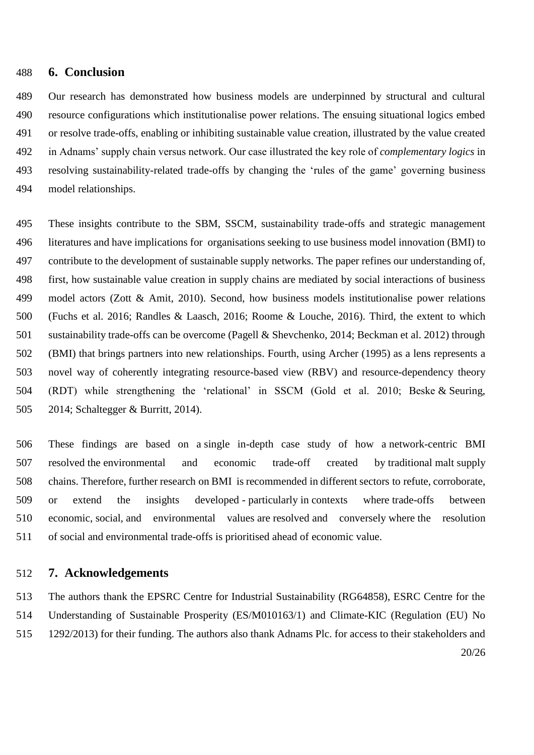## 6. Conclusion

Our research has demonstrated how business models are underpinned by structural and cultural resource configurations which institutionalise power relations. The ensuing situational logics embed or resolve trade-offs, enabling or inhibiting sustainable value creation, illustrated by the value created in Adnams' supply chain versus network. Our case illustrated the key role of *complementary logics* in resolving sustainability-related trade-offs by changing the 'rules of the game' governing business model relationships.

These insights contribute to the SBM, SSCM, sustainability trade-offs and strategic management literatures and have implications for organisations seeking to use business model innovation (BMI) to contribute to the development of sustainable supply networks. The paper refines our understanding of, first, how sustainable value creation in supply chains are mediated by social interactions of business model actors (Zott & Amit, 2010). Second, how business models institutionalise power relations (Fuchs et al. 2016; Randles & Laasch, 2016; Roome & Louche, 2016). Third, the extent to which sustainability trade-offs can be overcome (Pagell & Shevchenko, 2014; Beckman et al. 2012) through (BMI) that brings partners into new relationships. Fourth, using Archer (1995) as a lens represents a novel way of coherently integrating resource-based view (RBV) and resource-dependency theory (RDT) while strengthening the 'relational' in SSCM (Gold et al. 2010; Beske & Seuring, 2014; Schaltegger & Burritt, 2014).

These findings are based on a single in-depth case study of how a network-centric BMI resolved the environmental and economic trade-off created by traditional malt supply chains. Therefore, further research on BMI is recommended in different sectors to refute, corroborate, or extend the insights developed - particularly in contexts where trade-offs between economic, social, and environmental values are resolved and conversely where the resolution of social and environmental trade-offs is prioritised ahead of economic value.

## 7. Acknowledgements

The authors thank the EPSRC Centre for Industrial Sustainability (RG64858), ESRC Centre for the Understanding of Sustainable Prosperity (ES/M010163/1) and Climate-KIC (Regulation (EU) No 1292/2013) for their funding. The authors also thank Adnams Plc. for access to their stakeholders and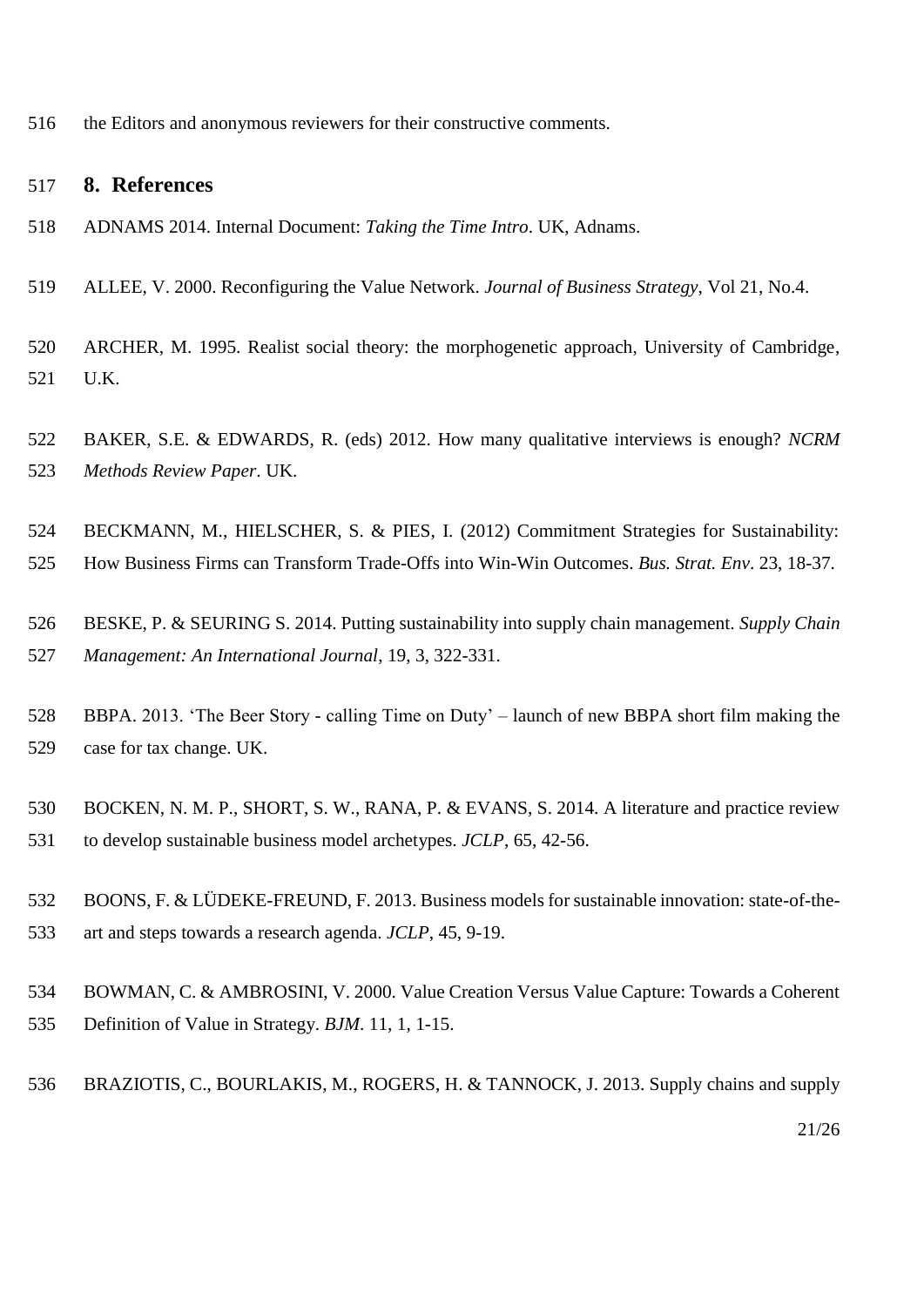the Editors and anonymous reviewers for their constructive comments.

## 8. References

ADNAMS 2014. Internal Document: *Taking the Time Intro*. UK, Adnams.

ALLEE, V. 2000. Reconfiguring the Value Network. *Journal of Business Strategy*, Vol 21, No.4.

ARCHER, M. 1995. Realist social theory: the morphogenetic approach, University of Cambridge, U.K.

BAKER, S.E. & EDWARDS, R. (eds) 2012. How many qualitative interviews is enough? *NCRM Methods Review Paper*. UK.

BECKMANN, M., HIELSCHER, S. & PIES, I. (2012) Commitment Strategies for Sustainability: How Business Firms can Transform Trade-Offs into Win-Win Outcomes. *Bus. Strat. Env*. 23, 18-37.

BESKE, P. & SEURING S. 2014. Putting sustainability into supply chain management. *Supply Chain Management: An International Journal*, 19, 3, 322-331.

BBPA. 2013. 'The Beer Story - calling Time on Duty' – launch of new BBPA short film making the case for tax change. UK.

BOCKEN, N. M. P., SHORT, S. W., RANA, P. & EVANS, S. 2014. A literature and practice review to develop sustainable business model archetypes. *JCLP*, 65, 42-56.

BOONS, F. & LÜDEKE-FREUND, F. 2013. Business models for sustainable innovation: state-of-the-art and steps towards a research agenda. *JCLP*, 45, 9-19.

BOWMAN, C. & AMBROSINI, V. 2000. Value Creation Versus Value Capture: Towards a Coherent Definition of Value in Strategy. *BJM*. 11, 1, 1-15.

BRAZIOTIS, C., BOURLAKIS, M., ROGERS, H. & TANNOCK, J. 2013. Supply chains and supply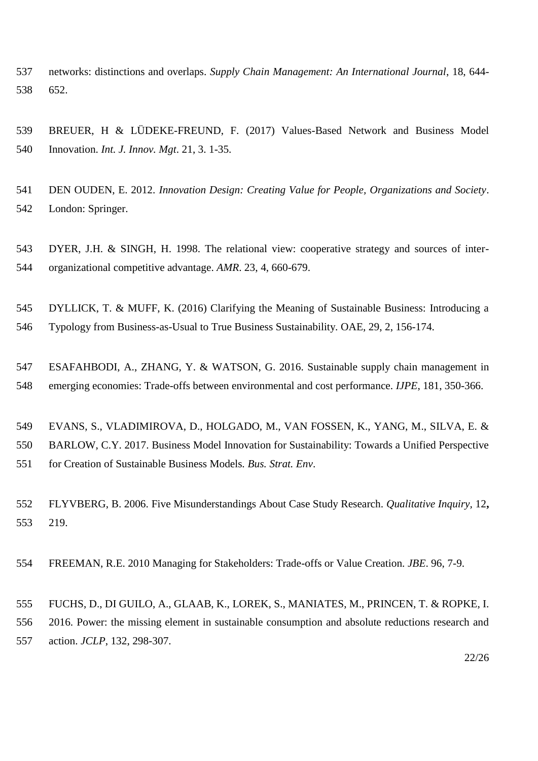networks: distinctions and overlaps. *Supply Chain Management: An International Journal*, 18, 644-652.

BREUER, H & LÜDEKE-FREUND, F. (2017) Values-Based Network and Business Model Innovation. *Int. J. Innov. Mgt*. 21, 3. 1-35.

DEN OUDEN, E. 2012. *Innovation Design: Creating Value for People, Organizations and Society*. London: Springer.

DYER, J.H. & SINGH, H. 1998. The relational view: cooperative strategy and sources of inter-organizational competitive advantage. *AMR*. 23, 4, 660-679.

DYLLICK, T. & MUFF, K. (2016) Clarifying the Meaning of Sustainable Business: Introducing a Typology from Business-as-Usual to True Business Sustainability. OAE, 29, 2, 156-174.

ESAFAHBODI, A., ZHANG, Y. & WATSON, G. 2016. Sustainable supply chain management in emerging economies: Trade-offs between environmental and cost performance. *IJPE*, 181, 350-366.

EVANS, S., VLADIMIROVA, D., HOLGADO, M., VAN FOSSEN, K., YANG, M., SILVA, E. & BARLOW, C.Y. 2017. Business Model Innovation for Sustainability: Towards a Unified Perspective for Creation of Sustainable Business Models. *Bus. Strat. Env*.

FLYVBERG, B. 2006. Five Misunderstandings About Case Study Research. *Qualitative Inquiry,* 12**,** 219.

FREEMAN, R.E. 2010 Managing for Stakeholders: Trade-offs or Value Creation. *JBE*. 96, 7-9.

FUCHS, D., DI GUILO, A., GLAAB, K., LOREK, S., MANIATES, M., PRINCEN, T. & ROPKE, I. 2016. Power: the missing element in sustainable consumption and absolute reductions research and action. *JCLP*, 132, 298-307.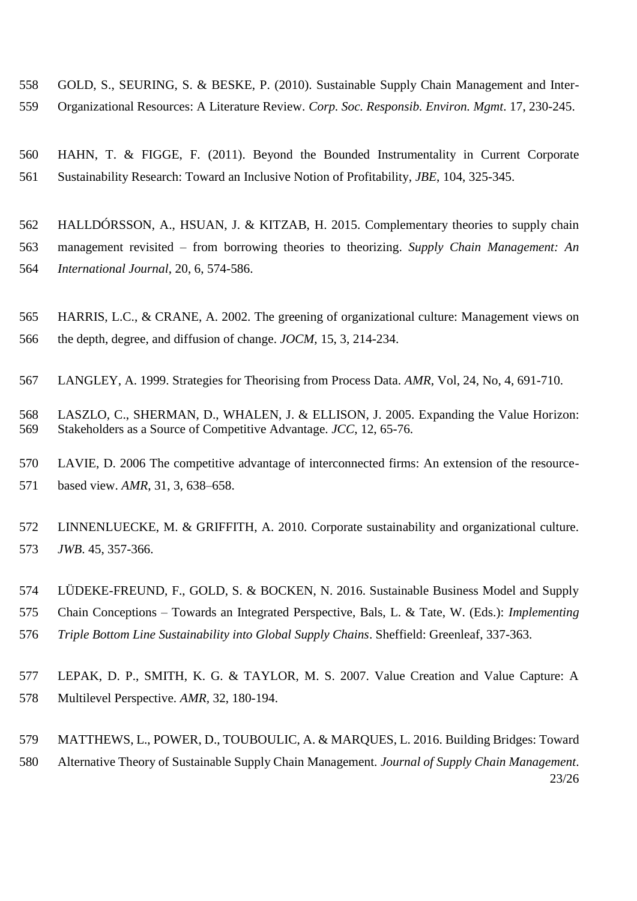GOLD, S., SEURING, S. & BESKE, P. (2010). Sustainable Supply Chain Management and Inter-Organizational Resources: A Literature Review. *Corp. Soc. Responsib. Environ. Mgmt*. 17, 230-245.

HAHN, T. & FIGGE, F. (2011). Beyond the Bounded Instrumentality in Current Corporate Sustainability Research: Toward an Inclusive Notion of Profitability, *JBE*, 104, 325-345.

HALLDÓRSSON, A., HSUAN, J. & KITZAB, H. 2015. Complementary theories to supply chain management revisited – from borrowing theories to theorizing. *Supply Chain Management: An International Journal*, 20, 6, 574-586.

HARRIS, L.C., & CRANE, A. 2002. The greening of organizational culture: Management views on the depth, degree, and diffusion of change. *JOCM*, 15, 3, 214-234.

LANGLEY, A. 1999. Strategies for Theorising from Process Data. *AMR*, Vol, 24, No, 4, 691-710.

LASZLO, C., SHERMAN, D., WHALEN, J. & ELLISON, J. 2005. Expanding the Value Horizon: Stakeholders as a Source of Competitive Advantage. *JCC*, 12, 65-76.

LAVIE, D. 2006 The competitive advantage of interconnected firms: An extension of the resource-based view. *AMR*, 31, 3, 638–658.

LINNENLUECKE, M. & GRIFFITH, A. 2010. Corporate sustainability and organizational culture. *JWB*. 45, 357-366.

LÜDEKE-FREUND, F., GOLD, S. & BOCKEN, N. 2016. Sustainable Business Model and Supply Chain Conceptions – Towards an Integrated Perspective, Bals, L. & Tate, W. (Eds.): *Implementing Triple Bottom Line Sustainability into Global Supply Chains*. Sheffield: Greenleaf, 337-363.

LEPAK, D. P., SMITH, K. G. & TAYLOR, M. S. 2007. Value Creation and Value Capture: A Multilevel Perspective. *AMR*, 32, 180-194.

MATTHEWS, L., POWER, D., TOUBOULIC, A. & MARQUES, L. 2016. Building Bridges: Toward Alternative Theory of Sustainable Supply Chain Management. *Journal of Supply Chain Management*.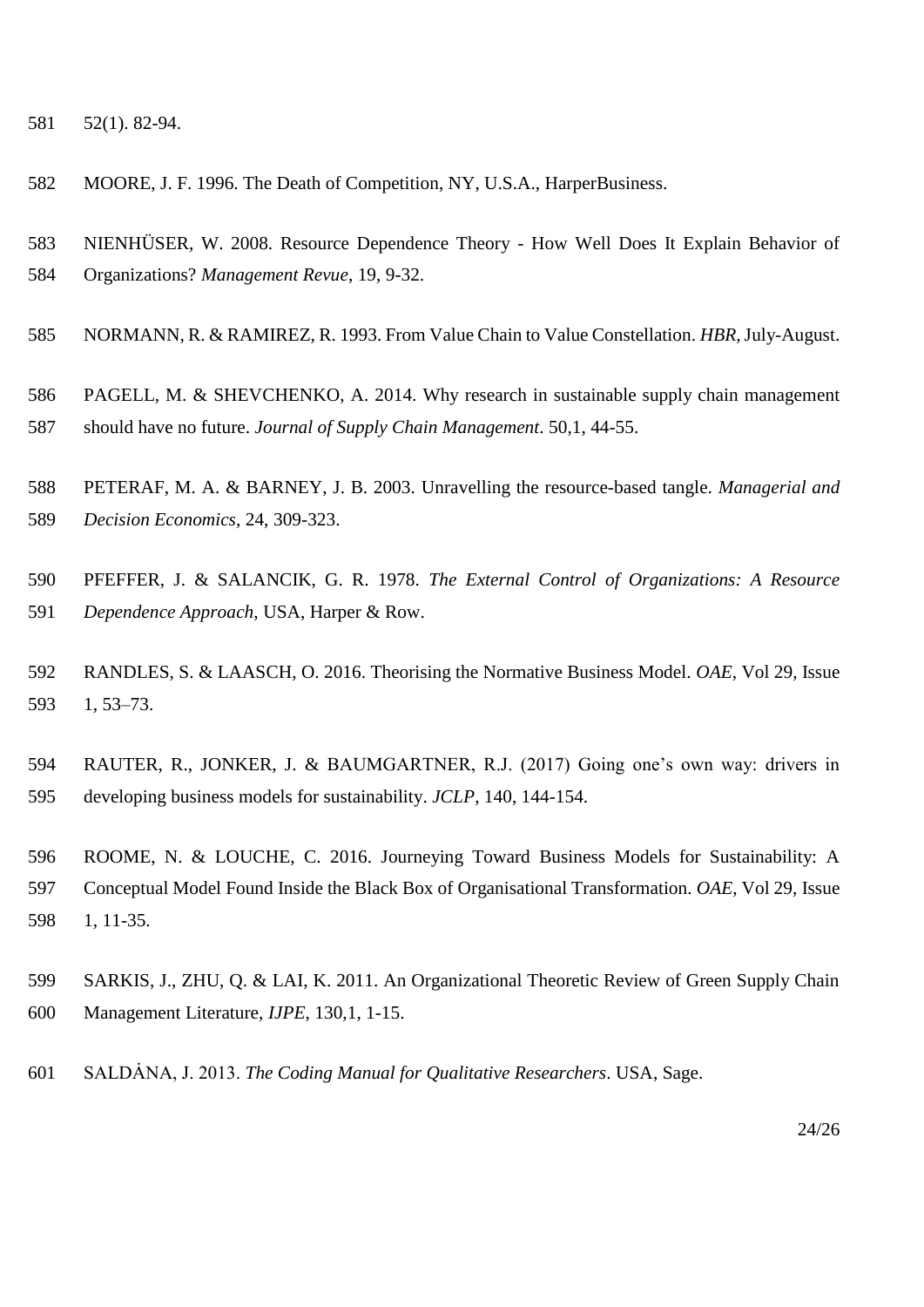52(1). 82-94.

MOORE, J. F. 1996. The Death of Competition, NY, U.S.A., HarperBusiness.

NIENHÜSER, W. 2008. Resource Dependence Theory - How Well Does It Explain Behavior of Organizations? *Management Revue*, 19, 9-32.

NORMANN, R. & RAMIREZ, R. 1993. From Value Chain to Value Constellation. *HBR*, July-August.

PAGELL, M. & SHEVCHENKO, A. 2014. Why research in sustainable supply chain management should have no future. *Journal of Supply Chain Management*. 50,1, 44-55.

PETERAF, M. A. & BARNEY, J. B. 2003. Unravelling the resource-based tangle. *Managerial and Decision Economics*, 24, 309-323.

PFEFFER, J. & SALANCIK, G. R. 1978. *The External Control of Organizations: A Resource Dependence Approach*, USA, Harper & Row.

RANDLES, S. & LAASCH, O. 2016. Theorising the Normative Business Model. *OAE*, Vol 29, Issue 1, 53–73.

RAUTER, R., JONKER, J. & BAUMGARTNER, R.J. (2017) Going one's own way: drivers in developing business models for sustainability. *JCLP*, 140, 144-154.

ROOME, N. & LOUCHE, C. 2016. Journeying Toward Business Models for Sustainability: A Conceptual Model Found Inside the Black Box of Organisational Transformation. *OAE*, Vol 29, Issue 1, 11-35.

SARKIS, J., ZHU, Q. & LAI, K. 2011. An Organizational Theoretic Review of Green Supply Chain Management Literature, *IJPE*, 130,1, 1-15.

SALDȦNA, J. 2013. *The Coding Manual for Qualitative Researchers*. USA, Sage.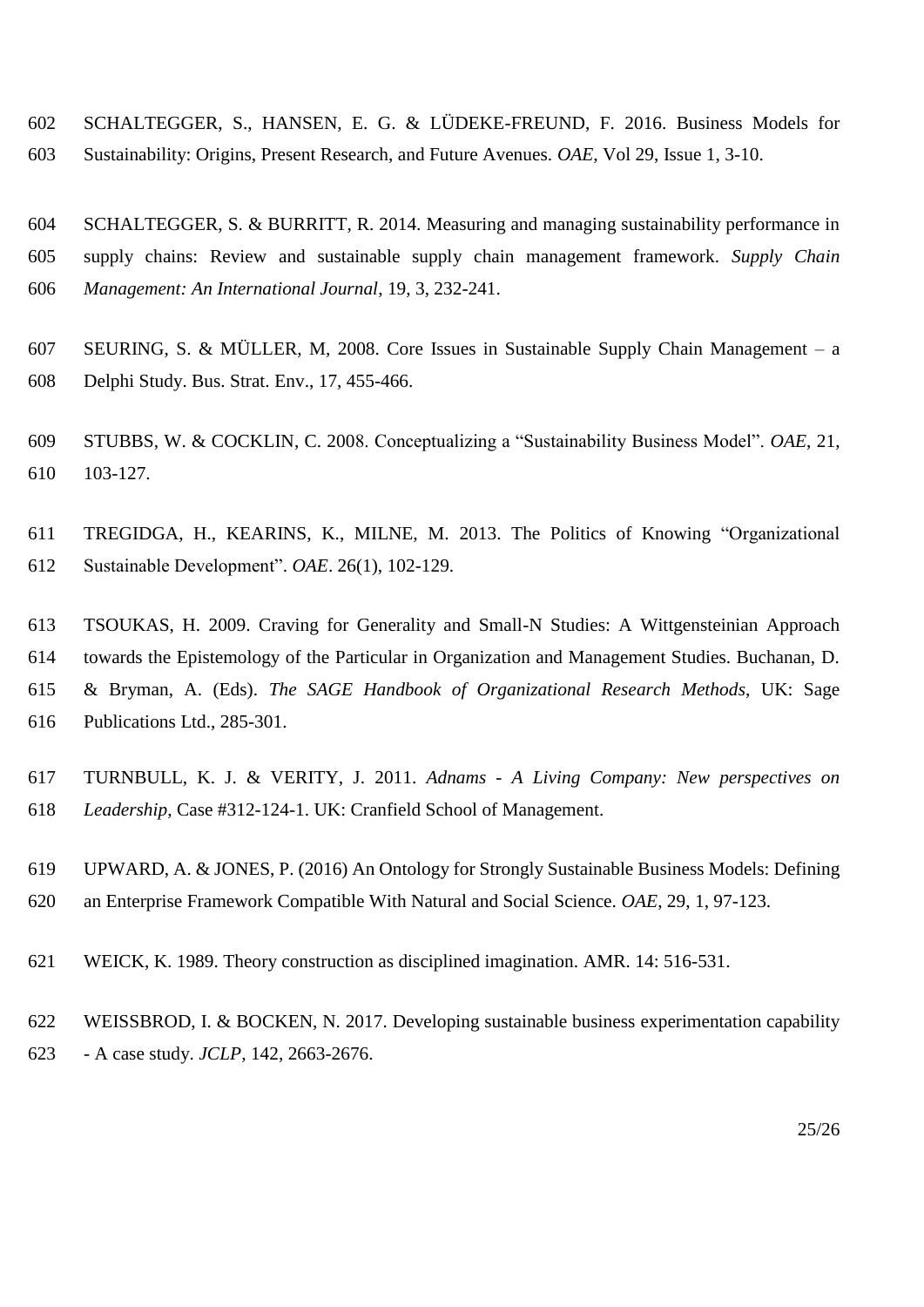SCHALTEGGER, S., HANSEN, E. G. & LÜDEKE-FREUND, F. 2016. Business Models for Sustainability: Origins, Present Research, and Future Avenues. *OAE*, Vol 29, Issue 1, 3-10.

SCHALTEGGER, S. & BURRITT, R. 2014. Measuring and managing sustainability performance in supply chains: Review and sustainable supply chain management framework. *Supply Chain Management: An International Journal*, 19, 3, 232-241.

SEURING, S. & MÜLLER, M, 2008. Core Issues in Sustainable Supply Chain Management – a Delphi Study. Bus. Strat. Env., 17, 455-466.

STUBBS, W. & COCKLIN, C. 2008. Conceptualizing a "Sustainability Business Model". *OAE*, 21, 103-127.

TREGIDGA, H., KEARINS, K., MILNE, M. 2013. The Politics of Knowing "Organizational Sustainable Development". *OAE*. 26(1), 102-129.

TSOUKAS, H. 2009. Craving for Generality and Small-N Studies: A Wittgensteinian Approach towards the Epistemology of the Particular in Organization and Management Studies. Buchanan, D. & Bryman, A. (Eds). *The SAGE Handbook of Organizational Research Methods*, UK: Sage Publications Ltd., 285-301.

TURNBULL, K. J. & VERITY, J. 2011. *Adnams - A Living Company: New perspectives on Leadership*, Case #312-124-1. UK: Cranfield School of Management.

UPWARD, A. & JONES, P. (2016) An Ontology for Strongly Sustainable Business Models: Defining an Enterprise Framework Compatible With Natural and Social Science. *OAE*, 29, 1, 97-123.

WEICK, K. 1989. Theory construction as disciplined imagination. AMR. 14: 516-531.

WEISSBROD, I. & BOCKEN, N. 2017. Developing sustainable business experimentation capability - A case study. *JCLP*, 142, 2663-2676.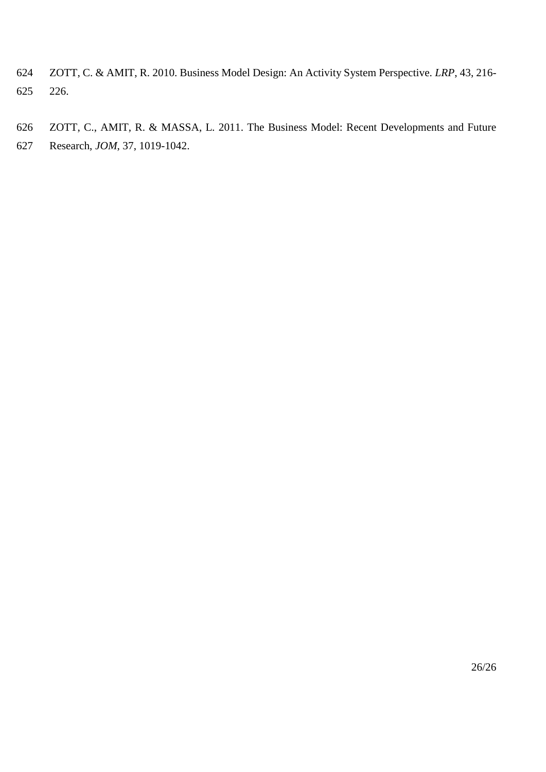ZOTT, C. & AMIT, R. 2010. Business Model Design: An Activity System Perspective. *LRP*, 43, 216-226.

ZOTT, C., AMIT, R. & MASSA, L. 2011. The Business Model: Recent Developments and Future Research, *JOM*, 37, 1019-1042.